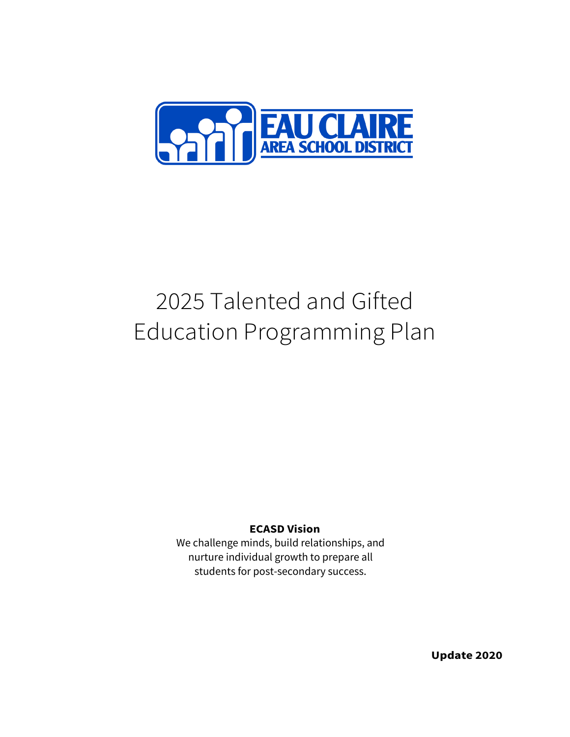EAU CLAIRE AREA SCHOOL DISTRICT

# 2025 Talented and Gifted Education Programming Plan

**ECASD Vision**

We challenge minds, build relationships, and nurture individual growth to prepare all students for post-secondary success.

**Update 2020**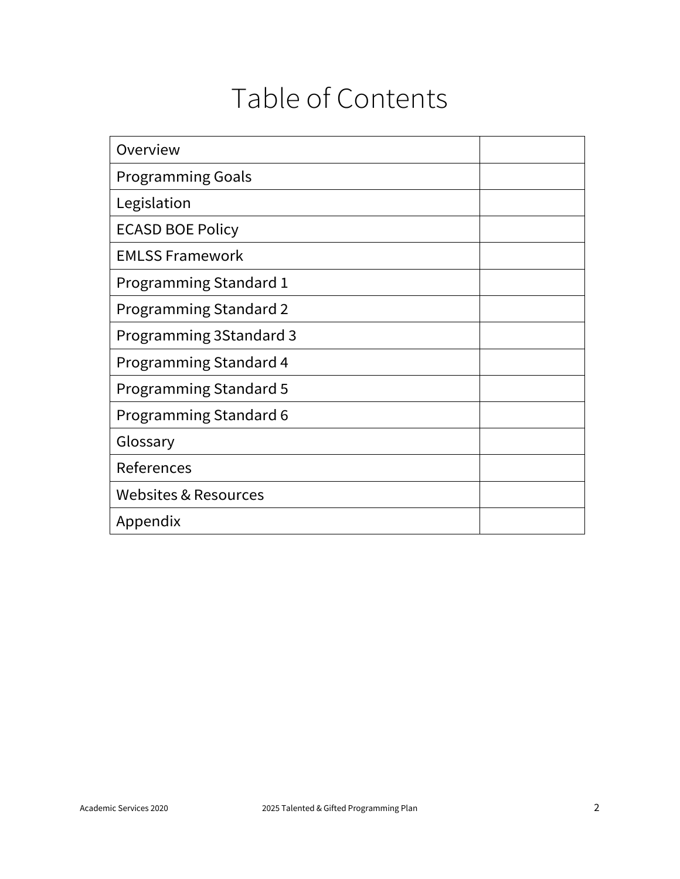# Table of Contents

| | |
|---|---|
| Overview | |
| Programming Goals | |
| Legislation | |
| ECASD BOE Policy | |
| EMLSS Framework | |
| Programming Standard 1 | |
| Programming Standard 2 | |
| Programming 3Standard 3 | |
| Programming Standard 4 | |
| Programming Standard 5 | |
| Programming Standard 6 | |
| Glossary | |
| References | |
| Websites & Resources | |
| Appendix | |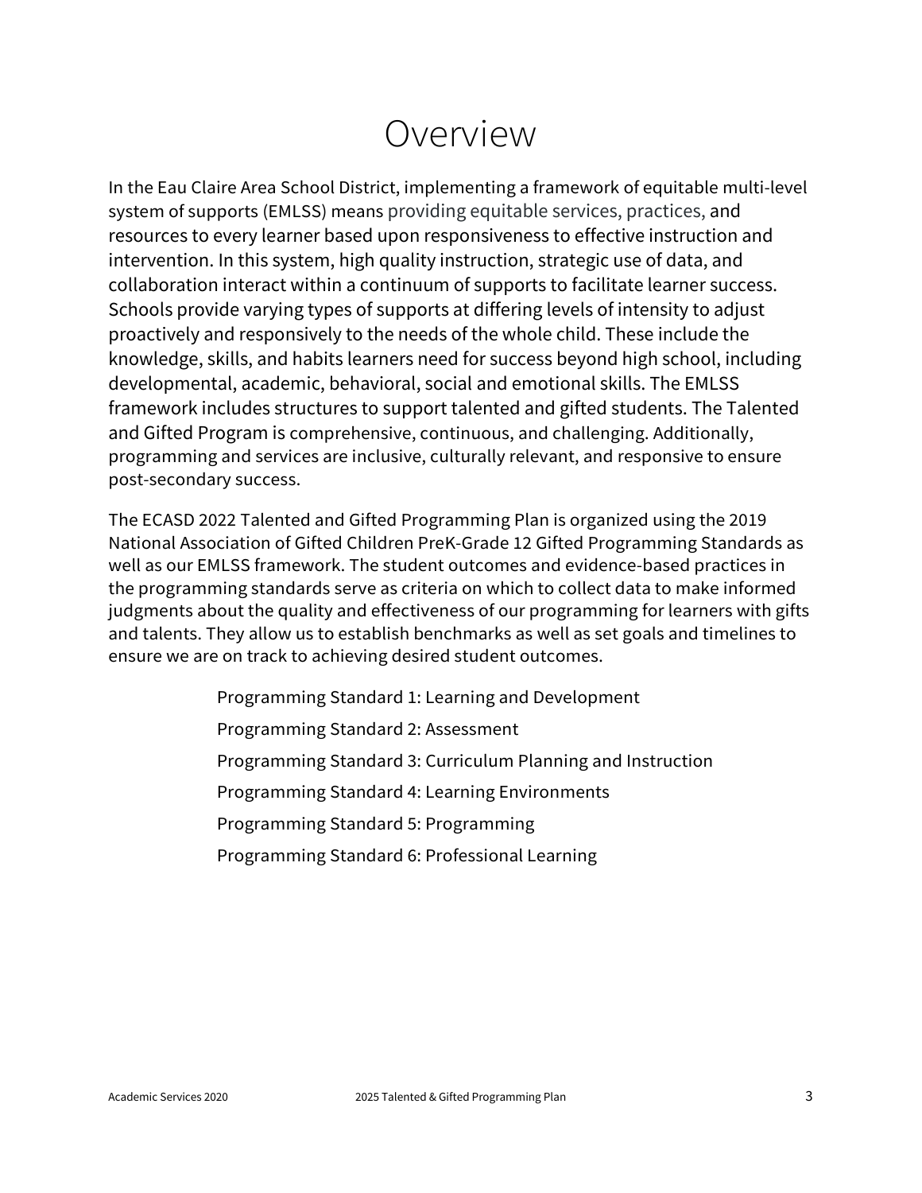# Overview

In the Eau Claire Area School District, implementing a framework of equitable multi-level system of supports (EMLSS) means providing equitable services, practices, and resources to every learner based upon responsiveness to effective instruction and intervention. In this system, high quality instruction, strategic use of data, and collaboration interact within a continuum of supports to facilitate learner success. Schools provide varying types of supports at differing levels of intensity to adjust proactively and responsively to the needs of the whole child. These include the knowledge, skills, and habits learners need for success beyond high school, including developmental, academic, behavioral, social and emotional skills. The EMLSS framework includes structures to support talented and gifted students. The Talented and Gifted Program is comprehensive, continuous, and challenging. Additionally, programming and services are inclusive, culturally relevant, and responsive to ensure post-secondary success.

The ECASD 2022 Talented and Gifted Programming Plan is organized using the 2019 National Association of Gifted Children PreK-Grade 12 Gifted Programming Standards as well as our EMLSS framework. The student outcomes and evidence-based practices in the programming standards serve as criteria on which to collect data to make informed judgments about the quality and effectiveness of our programming for learners with gifts and talents. They allow us to establish benchmarks as well as set goals and timelines to ensure we are on track to achieving desired student outcomes.

Programming Standard 1: Learning and Development

Programming Standard 2: Assessment

Programming Standard 3: Curriculum Planning and Instruction

Programming Standard 4: Learning Environments

Programming Standard 5: Programming

Programming Standard 6: Professional Learning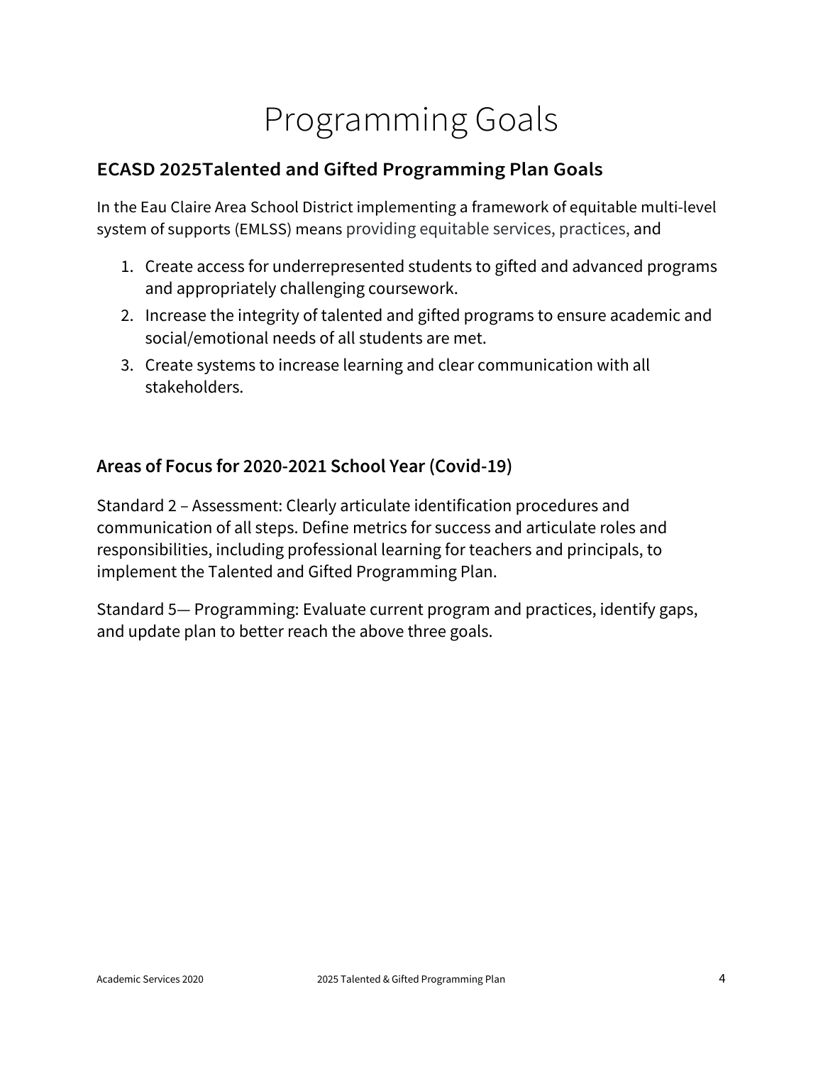# Programming Goals

## ECASD 2025Talented and Gifted Programming Plan Goals

In the Eau Claire Area School District implementing a framework of equitable multi-level system of supports (EMLSS) means providing equitable services, practices, and

1. Create access for underrepresented students to gifted and advanced programs and appropriately challenging coursework.
2. Increase the integrity of talented and gifted programs to ensure academic and social/emotional needs of all students are met.
3. Create systems to increase learning and clear communication with all stakeholders.

## Areas of Focus for 2020-2021 School Year (Covid-19)

Standard 2 – Assessment: Clearly articulate identification procedures and communication of all steps. Define metrics for success and articulate roles and responsibilities, including professional learning for teachers and principals, to implement the Talented and Gifted Programming Plan.

Standard 5— Programming: Evaluate current program and practices, identify gaps, and update plan to better reach the above three goals.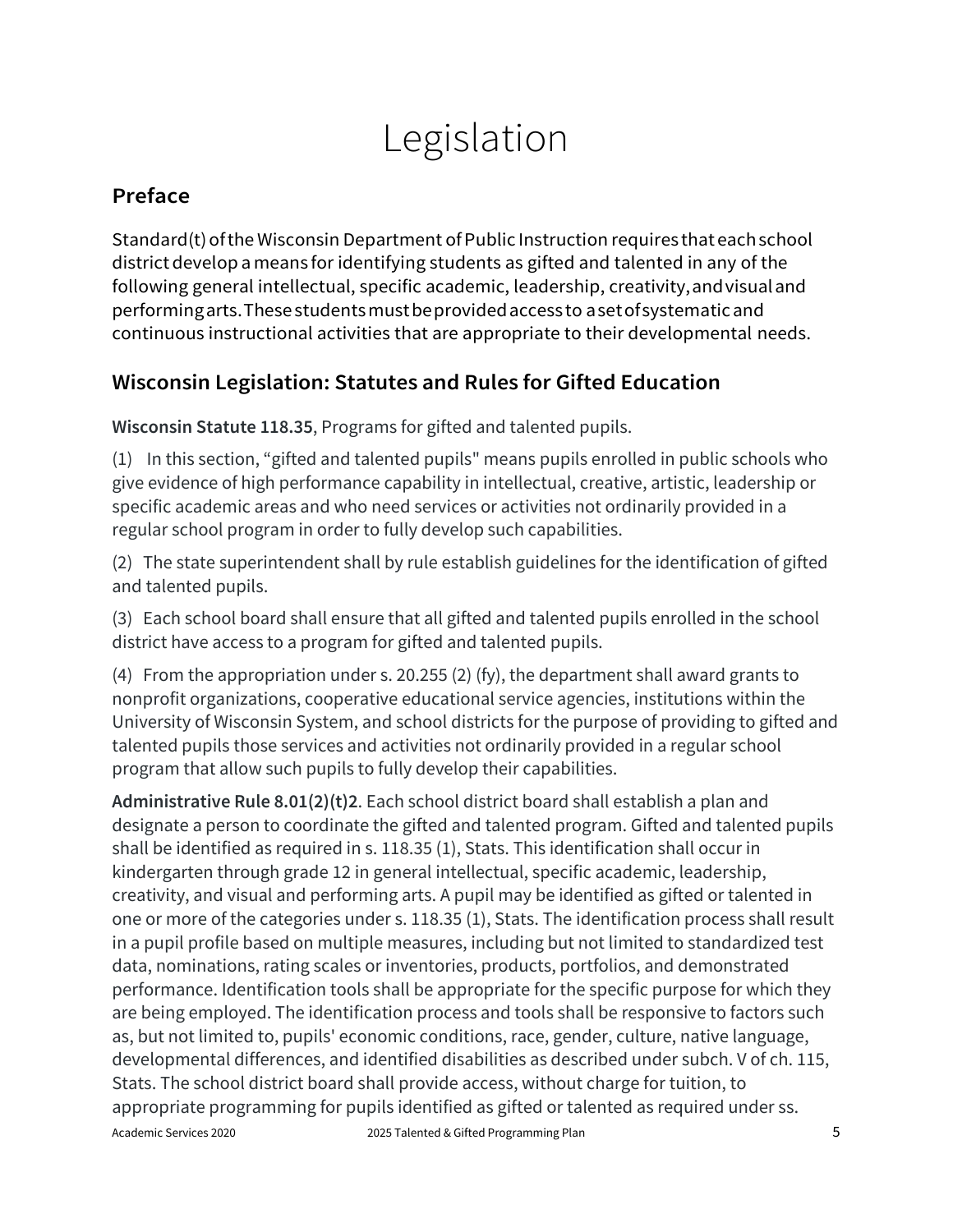# Legislation

## Preface

Standard(t) of the Wisconsin Department of Public Instruction requires that each school district develop a means for identifying students as gifted and talented in any of the following general intellectual, specific academic, leadership, creativity, and visual and performing arts. These students must be provided access to a set of systematic and continuous instructional activities that are appropriate to their developmental needs.

## Wisconsin Legislation: Statutes and Rules for Gifted Education

**Wisconsin Statute 118.35**, Programs for gifted and talented pupils.

(1) In this section, "gifted and talented pupils" means pupils enrolled in public schools who give evidence of high performance capability in intellectual, creative, artistic, leadership or specific academic areas and who need services or activities not ordinarily provided in a regular school program in order to fully develop such capabilities.

(2) The state superintendent shall by rule establish guidelines for the identification of gifted and talented pupils.

(3) Each school board shall ensure that all gifted and talented pupils enrolled in the school district have access to a program for gifted and talented pupils.

(4) From the appropriation under s. 20.255 (2) (fy), the department shall award grants to nonprofit organizations, cooperative educational service agencies, institutions within the University of Wisconsin System, and school districts for the purpose of providing to gifted and talented pupils those services and activities not ordinarily provided in a regular school program that allow such pupils to fully develop their capabilities.

**Administrative Rule 8.01(2)(t)2**. Each school district board shall establish a plan and designate a person to coordinate the gifted and talented program. Gifted and talented pupils shall be identified as required in s. 118.35 (1), Stats. This identification shall occur in kindergarten through grade 12 in general intellectual, specific academic, leadership, creativity, and visual and performing arts. A pupil may be identified as gifted or talented in one or more of the categories under s. 118.35 (1), Stats. The identification process shall result in a pupil profile based on multiple measures, including but not limited to standardized test data, nominations, rating scales or inventories, products, portfolios, and demonstrated performance. Identification tools shall be appropriate for the specific purpose for which they are being employed. The identification process and tools shall be responsive to factors such as, but not limited to, pupils' economic conditions, race, gender, culture, native language, developmental differences, and identified disabilities as described under subch. V of ch. 115, Stats. The school district board shall provide access, without charge for tuition, to appropriate programming for pupils identified as gifted or talented as required under ss.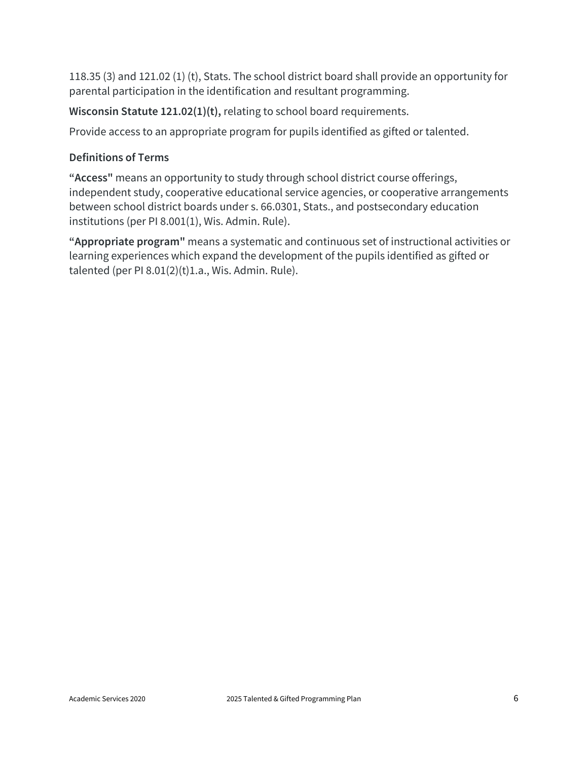118.35 (3) and 121.02 (1) (t), Stats. The school district board shall provide an opportunity for parental participation in the identification and resultant programming.

**Wisconsin Statute 121.02(1)(t),** relating to school board requirements.

Provide access to an appropriate program for pupils identified as gifted or talented.

### Definitions of Terms

**"Access"** means an opportunity to study through school district course offerings, independent study, cooperative educational service agencies, or cooperative arrangements between school district boards under s. 66.0301, Stats., and postsecondary education institutions (per PI 8.001(1), Wis. Admin. Rule).

**"Appropriate program"** means a systematic and continuous set of instructional activities or learning experiences which expand the development of the pupils identified as gifted or talented (per PI 8.01(2)(t)1.a., Wis. Admin. Rule).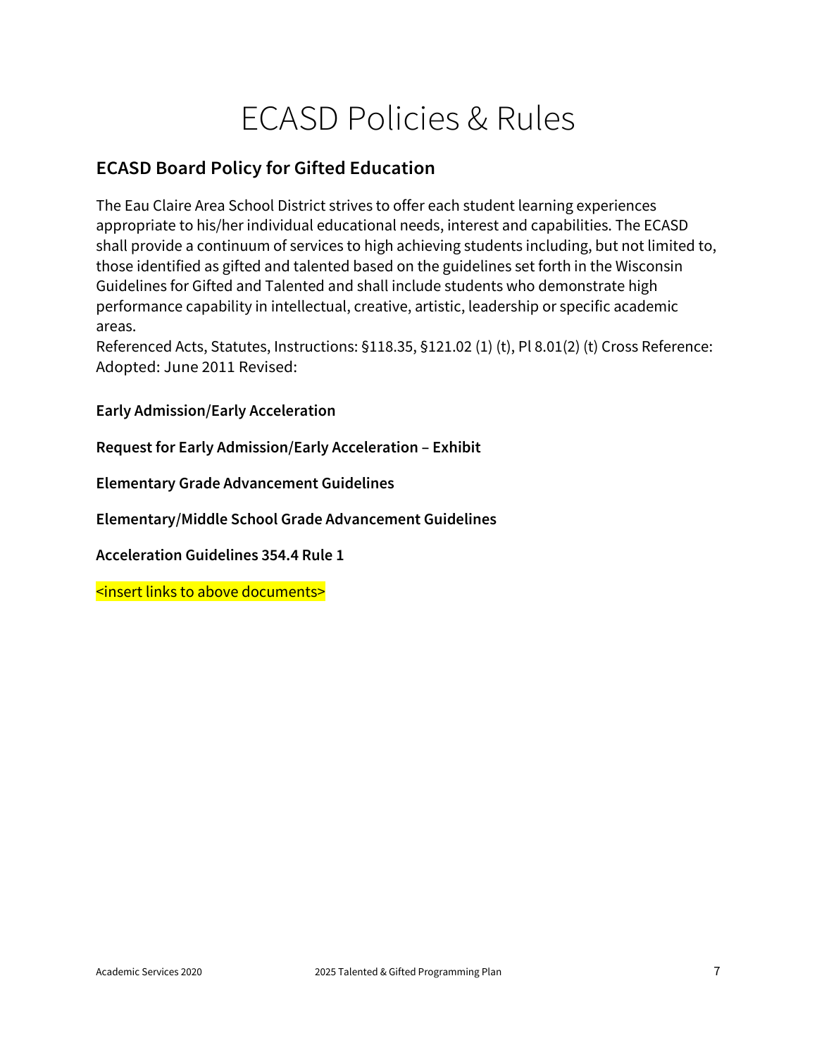# ECASD Policies & Rules

## ECASD Board Policy for Gifted Education

The Eau Claire Area School District strives to offer each student learning experiences appropriate to his/her individual educational needs, interest and capabilities. The ECASD shall provide a continuum of services to high achieving students including, but not limited to, those identified as gifted and talented based on the guidelines set forth in the Wisconsin Guidelines for Gifted and Talented and shall include students who demonstrate high performance capability in intellectual, creative, artistic, leadership or specific academic areas.
Referenced Acts, Statutes, Instructions: §118.35, §121.02 (1) (t), Pl 8.01(2) (t) Cross Reference: Adopted: June 2011 Revised:

**Early Admission/Early Acceleration**

**Request for Early Admission/Early Acceleration – Exhibit**

**Elementary Grade Advancement Guidelines**

**Elementary/Middle School Grade Advancement Guidelines**

**Acceleration Guidelines 354.4 Rule 1**

<insert links to above documents>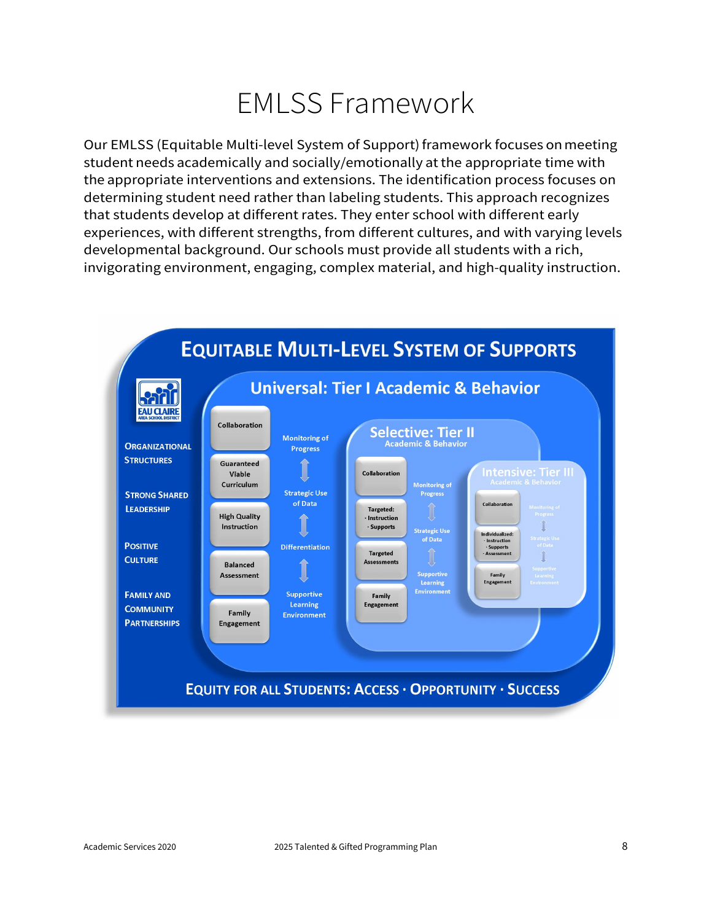# EMLSS Framework

Our EMLSS (Equitable Multi-level System of Support) framework focuses on meeting student needs academically and socially/emotionally at the appropriate time with the appropriate interventions and extensions. The identification process focuses on determining student need rather than labeling students. This approach recognizes that students develop at different rates. They enter school with different early experiences, with different strengths, from different cultures, and with varying levels developmental background. Our schools must provide all students with a rich, invigorating environment, engaging, complex material, and high-quality instruction.

**EQUITABLE MULTI-LEVEL SYSTEM OF SUPPORTS**

EAU CLAIRE AREA SCHOOL DISTRICT

- ORGANIZATIONAL STRUCTURES
- STRONG SHARED LEADERSHIP
- POSITIVE CULTURE
- FAMILY AND COMMUNITY PARTNERSHIPS

**Universal: Tier I Academic & Behavior**

- Collaboration
- Guaranteed Viable Curriculum
- High Quality Instruction
- Balanced Assessment
- Family Engagement

Monitoring of Progress ↕ Strategic Use of Data ↕ Differentiation ↕ Supportive Learning Environment

**Selective: Tier II** Academic & Behavior

- Collaboration
- Targeted: · Instruction · Supports
- Targeted Assessments
- Family Engagement

Monitoring of Progress ↕ Strategic Use of Data ↕ Supportive Learning Environment

**Intensive: Tier III** Academic & Behavior

- Collaboration
- Individualized: · Instruction · Supports · Assessment
- Family Engagement

Monitoring of Progress ↕ Strategic Use of Data ↕ Supportive Learning Environment

**EQUITY FOR ALL STUDENTS: ACCESS · OPPORTUNITY · SUCCESS**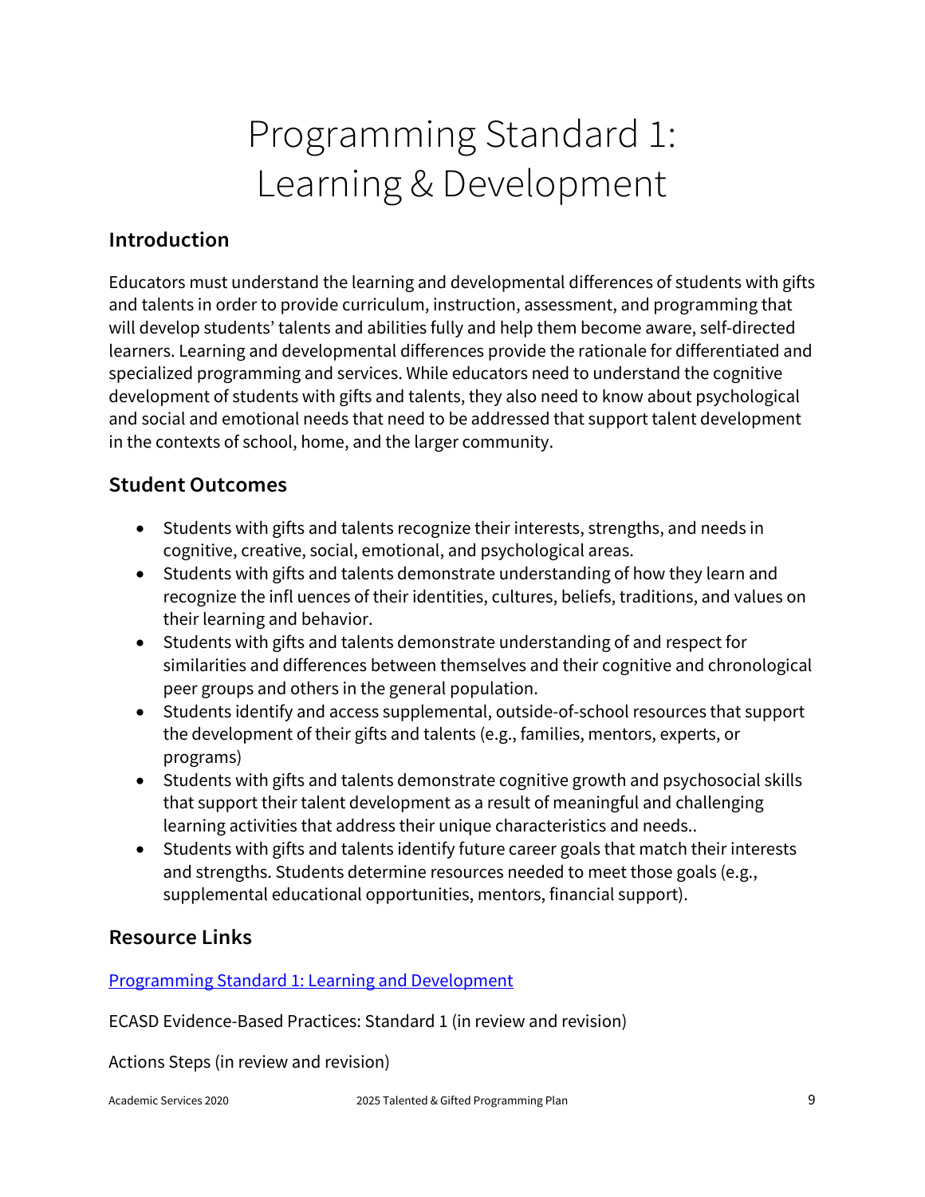# Programming Standard 1: Learning & Development

## Introduction

Educators must understand the learning and developmental differences of students with gifts and talents in order to provide curriculum, instruction, assessment, and programming that will develop students' talents and abilities fully and help them become aware, self-directed learners. Learning and developmental differences provide the rationale for differentiated and specialized programming and services. While educators need to understand the cognitive development of students with gifts and talents, they also need to know about psychological and social and emotional needs that need to be addressed that support talent development in the contexts of school, home, and the larger community.

## Student Outcomes

- Students with gifts and talents recognize their interests, strengths, and needs in cognitive, creative, social, emotional, and psychological areas.
- Students with gifts and talents demonstrate understanding of how they learn and recognize the infl uences of their identities, cultures, beliefs, traditions, and values on their learning and behavior.
- Students with gifts and talents demonstrate understanding of and respect for similarities and differences between themselves and their cognitive and chronological peer groups and others in the general population.
- Students identify and access supplemental, outside-of-school resources that support the development of their gifts and talents (e.g., families, mentors, experts, or programs)
- Students with gifts and talents demonstrate cognitive growth and psychosocial skills that support their talent development as a result of meaningful and challenging learning activities that address their unique characteristics and needs..
- Students with gifts and talents identify future career goals that match their interests and strengths. Students determine resources needed to meet those goals (e.g., supplemental educational opportunities, mentors, financial support).

## Resource Links

Programming Standard 1: Learning and Development

ECASD Evidence-Based Practices: Standard 1 (in review and revision)

Actions Steps (in review and revision)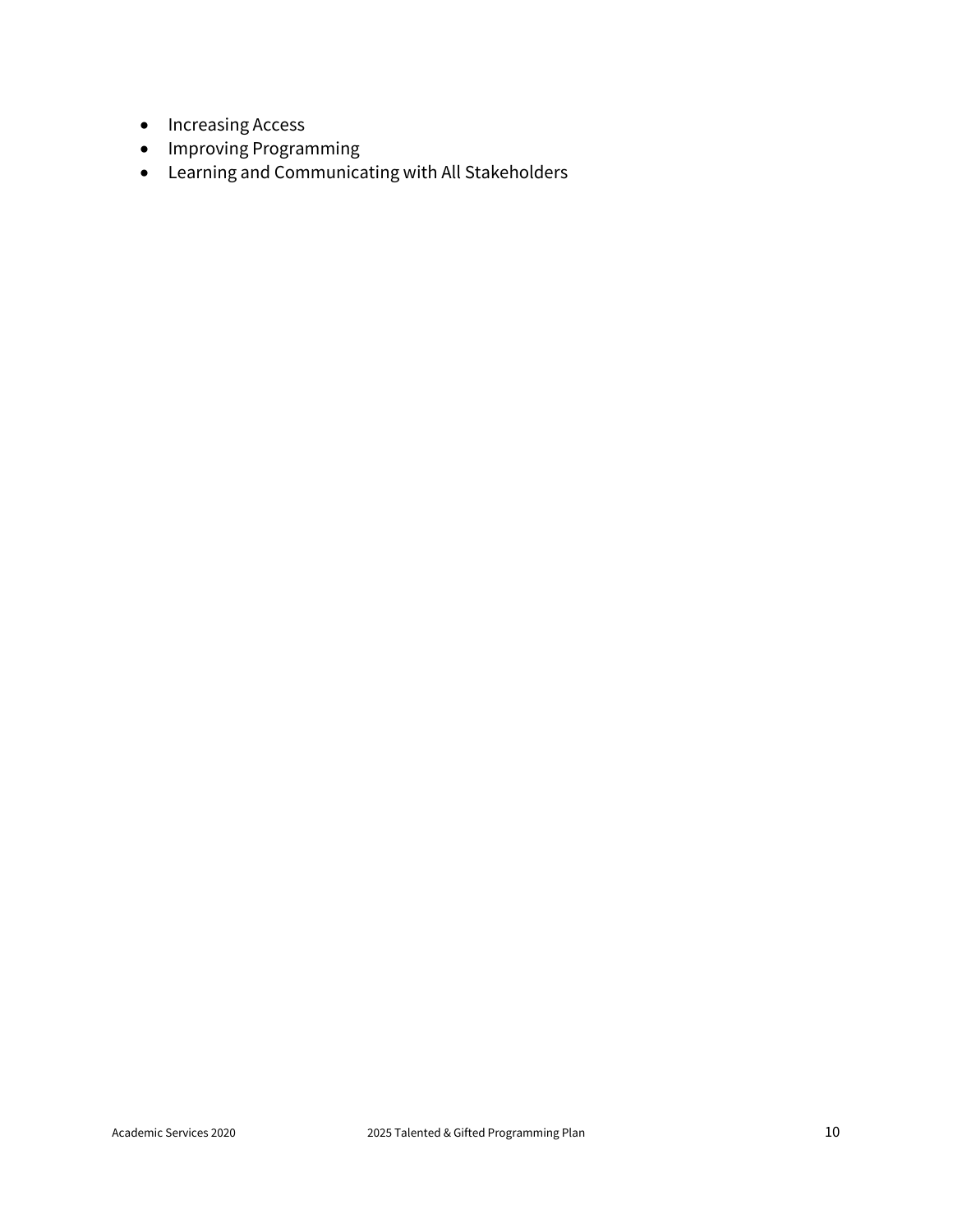- Increasing Access
- Improving Programming
- Learning and Communicating with All Stakeholders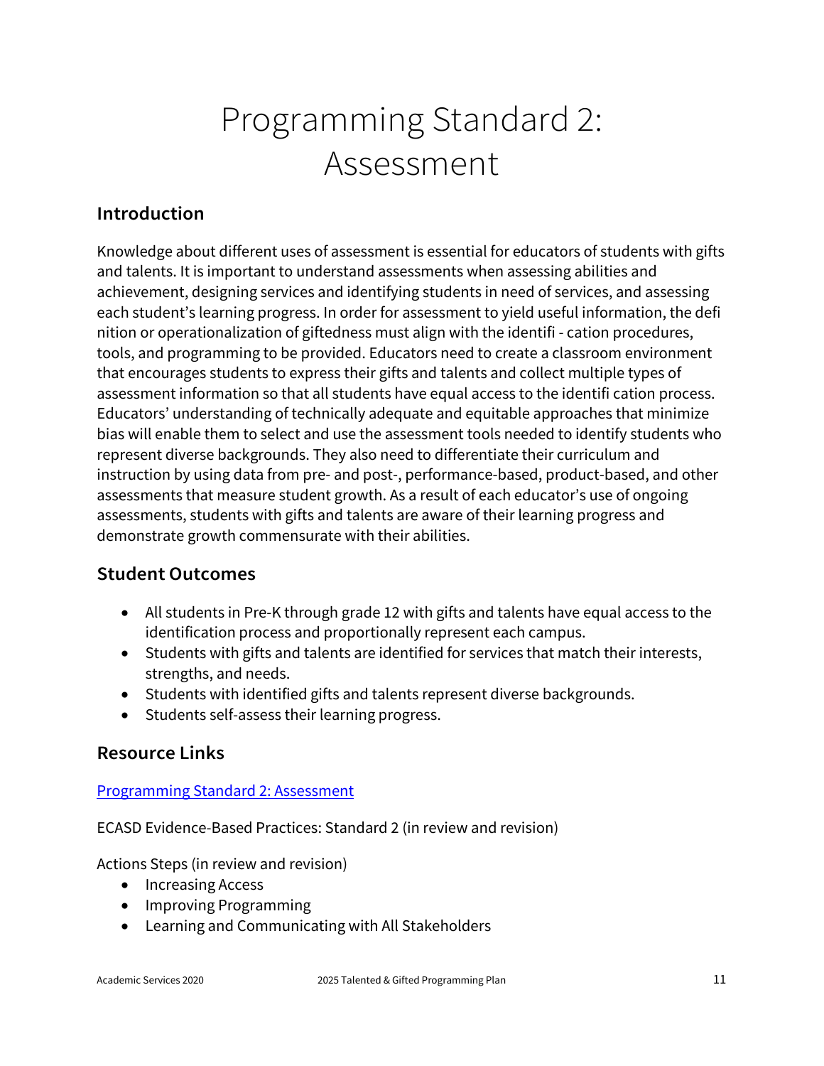# Programming Standard 2: Assessment

## Introduction

Knowledge about different uses of assessment is essential for educators of students with gifts and talents. It is important to understand assessments when assessing abilities and achievement, designing services and identifying students in need of services, and assessing each student's learning progress. In order for assessment to yield useful information, the defi nition or operationalization of giftedness must align with the identifi - cation procedures, tools, and programming to be provided. Educators need to create a classroom environment that encourages students to express their gifts and talents and collect multiple types of assessment information so that all students have equal access to the identifi cation process. Educators' understanding of technically adequate and equitable approaches that minimize bias will enable them to select and use the assessment tools needed to identify students who represent diverse backgrounds. They also need to differentiate their curriculum and instruction by using data from pre- and post-, performance-based, product-based, and other assessments that measure student growth. As a result of each educator's use of ongoing assessments, students with gifts and talents are aware of their learning progress and demonstrate growth commensurate with their abilities.

## Student Outcomes

- All students in Pre-K through grade 12 with gifts and talents have equal access to the identification process and proportionally represent each campus.
- Students with gifts and talents are identified for services that match their interests, strengths, and needs.
- Students with identified gifts and talents represent diverse backgrounds.
- Students self-assess their learning progress.

## Resource Links

Programming Standard 2: Assessment

ECASD Evidence-Based Practices: Standard 2 (in review and revision)

Actions Steps (in review and revision)

- Increasing Access
- Improving Programming
- Learning and Communicating with All Stakeholders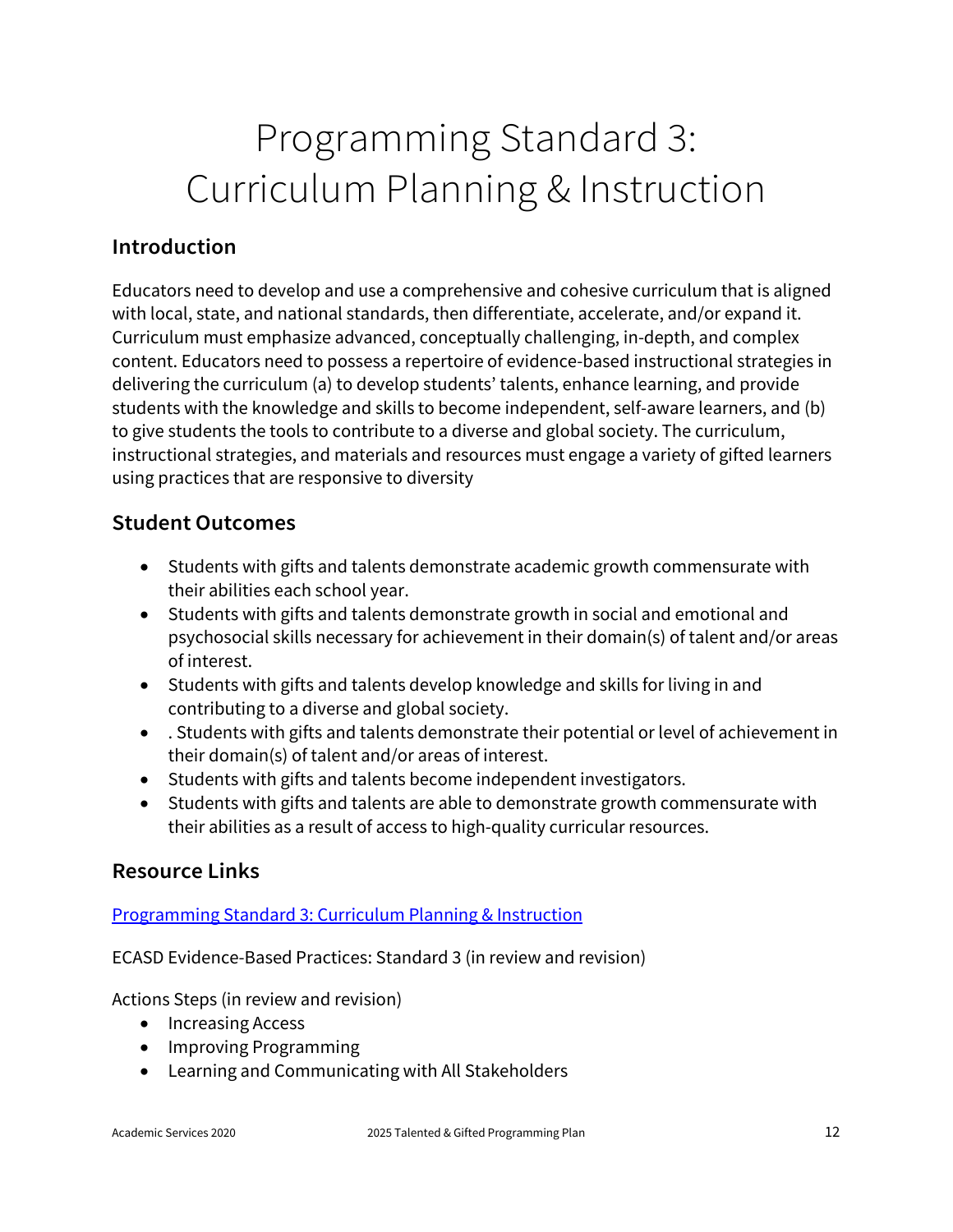# Programming Standard 3: Curriculum Planning & Instruction

## Introduction

Educators need to develop and use a comprehensive and cohesive curriculum that is aligned with local, state, and national standards, then differentiate, accelerate, and/or expand it. Curriculum must emphasize advanced, conceptually challenging, in-depth, and complex content. Educators need to possess a repertoire of evidence-based instructional strategies in delivering the curriculum (a) to develop students' talents, enhance learning, and provide students with the knowledge and skills to become independent, self-aware learners, and (b) to give students the tools to contribute to a diverse and global society. The curriculum, instructional strategies, and materials and resources must engage a variety of gifted learners using practices that are responsive to diversity

## Student Outcomes

- Students with gifts and talents demonstrate academic growth commensurate with their abilities each school year.
- Students with gifts and talents demonstrate growth in social and emotional and psychosocial skills necessary for achievement in their domain(s) of talent and/or areas of interest.
- Students with gifts and talents develop knowledge and skills for living in and contributing to a diverse and global society.
- . Students with gifts and talents demonstrate their potential or level of achievement in their domain(s) of talent and/or areas of interest.
- Students with gifts and talents become independent investigators.
- Students with gifts and talents are able to demonstrate growth commensurate with their abilities as a result of access to high-quality curricular resources.

## Resource Links

Programming Standard 3: Curriculum Planning & Instruction

ECASD Evidence-Based Practices: Standard 3 (in review and revision)

Actions Steps (in review and revision)

- Increasing Access
- Improving Programming
- Learning and Communicating with All Stakeholders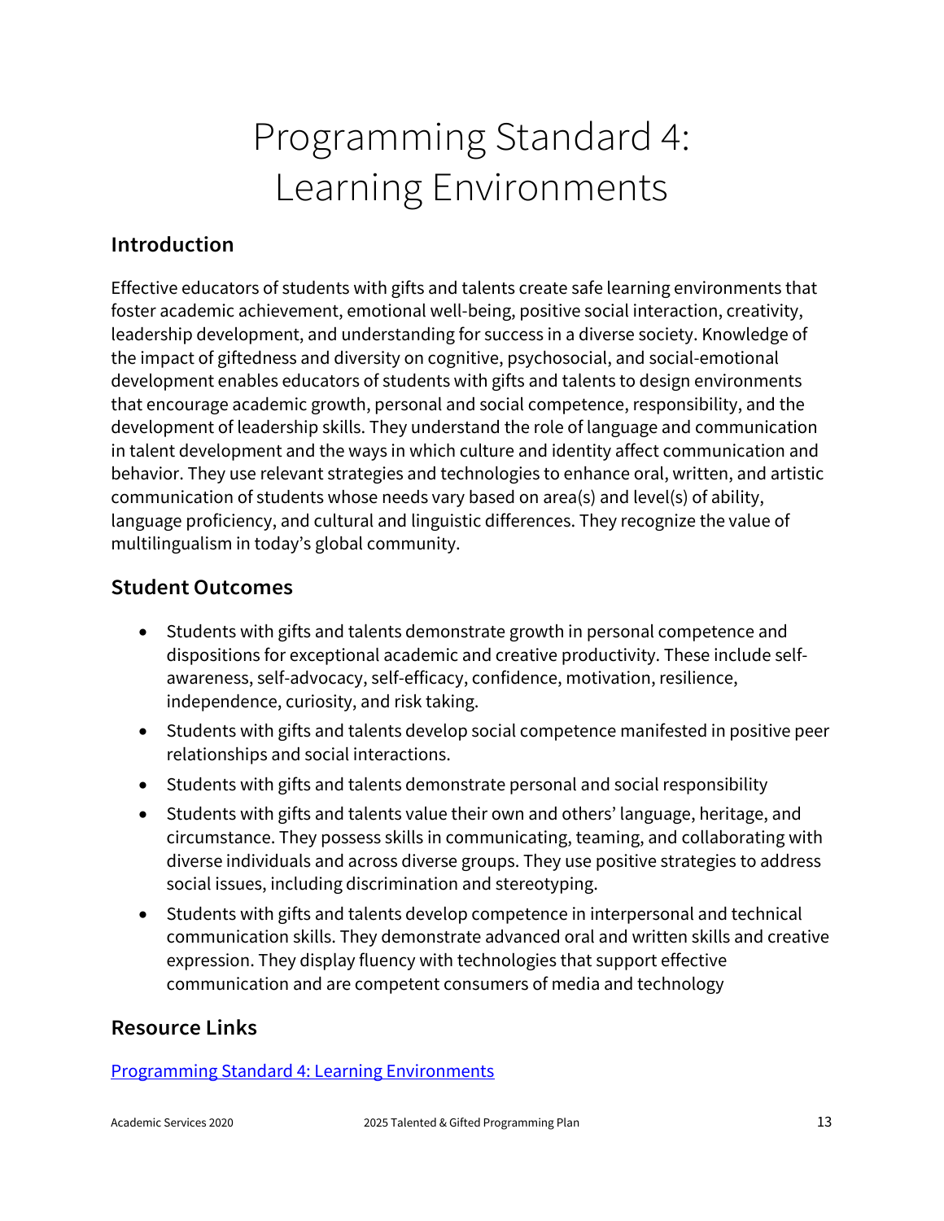# Programming Standard 4: Learning Environments

## Introduction

Effective educators of students with gifts and talents create safe learning environments that foster academic achievement, emotional well-being, positive social interaction, creativity, leadership development, and understanding for success in a diverse society. Knowledge of the impact of giftedness and diversity on cognitive, psychosocial, and social-emotional development enables educators of students with gifts and talents to design environments that encourage academic growth, personal and social competence, responsibility, and the development of leadership skills. They understand the role of language and communication in talent development and the ways in which culture and identity affect communication and behavior. They use relevant strategies and technologies to enhance oral, written, and artistic communication of students whose needs vary based on area(s) and level(s) of ability, language proficiency, and cultural and linguistic differences. They recognize the value of multilingualism in today's global community.

## Student Outcomes

- Students with gifts and talents demonstrate growth in personal competence and dispositions for exceptional academic and creative productivity. These include self-awareness, self-advocacy, self-efficacy, confidence, motivation, resilience, independence, curiosity, and risk taking.
- Students with gifts and talents develop social competence manifested in positive peer relationships and social interactions.
- Students with gifts and talents demonstrate personal and social responsibility
- Students with gifts and talents value their own and others' language, heritage, and circumstance. They possess skills in communicating, teaming, and collaborating with diverse individuals and across diverse groups. They use positive strategies to address social issues, including discrimination and stereotyping.
- Students with gifts and talents develop competence in interpersonal and technical communication skills. They demonstrate advanced oral and written skills and creative expression. They display fluency with technologies that support effective communication and are competent consumers of media and technology

## Resource Links

Programming Standard 4: Learning Environments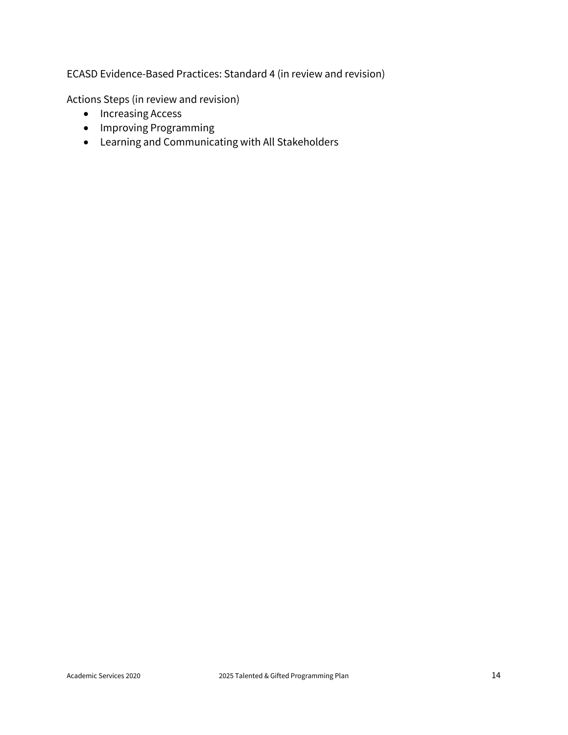ECASD Evidence-Based Practices: Standard 4 (in review and revision)

Actions Steps (in review and revision)

- Increasing Access
- Improving Programming
- Learning and Communicating with All Stakeholders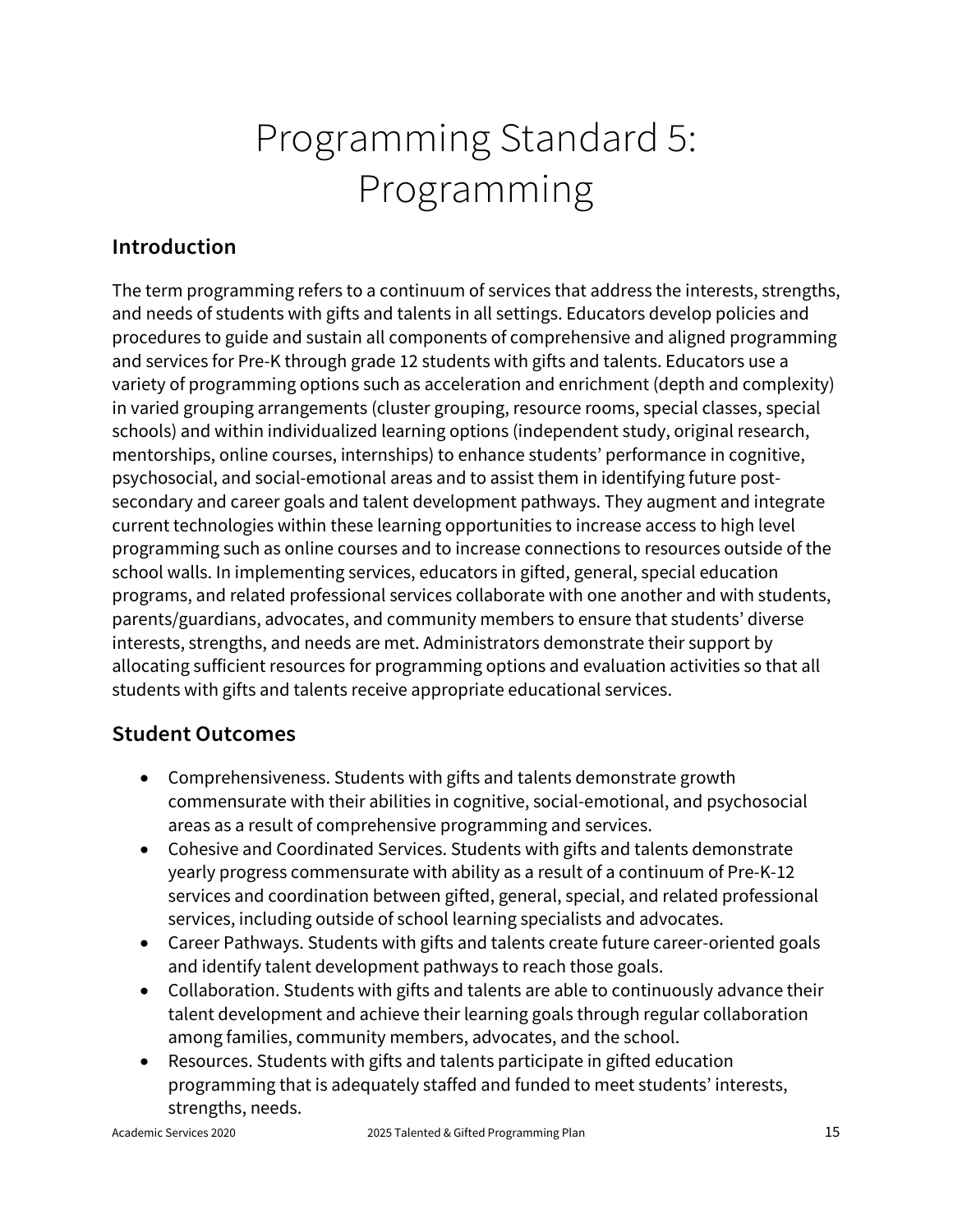# Programming Standard 5: Programming

## Introduction

The term programming refers to a continuum of services that address the interests, strengths, and needs of students with gifts and talents in all settings. Educators develop policies and procedures to guide and sustain all components of comprehensive and aligned programming and services for Pre-K through grade 12 students with gifts and talents. Educators use a variety of programming options such as acceleration and enrichment (depth and complexity) in varied grouping arrangements (cluster grouping, resource rooms, special classes, special schools) and within individualized learning options (independent study, original research, mentorships, online courses, internships) to enhance students' performance in cognitive, psychosocial, and social-emotional areas and to assist them in identifying future post-secondary and career goals and talent development pathways. They augment and integrate current technologies within these learning opportunities to increase access to high level programming such as online courses and to increase connections to resources outside of the school walls. In implementing services, educators in gifted, general, special education programs, and related professional services collaborate with one another and with students, parents/guardians, advocates, and community members to ensure that students' diverse interests, strengths, and needs are met. Administrators demonstrate their support by allocating sufficient resources for programming options and evaluation activities so that all students with gifts and talents receive appropriate educational services.

## Student Outcomes

- Comprehensiveness. Students with gifts and talents demonstrate growth commensurate with their abilities in cognitive, social-emotional, and psychosocial areas as a result of comprehensive programming and services.
- Cohesive and Coordinated Services. Students with gifts and talents demonstrate yearly progress commensurate with ability as a result of a continuum of Pre-K-12 services and coordination between gifted, general, special, and related professional services, including outside of school learning specialists and advocates.
- Career Pathways. Students with gifts and talents create future career-oriented goals and identify talent development pathways to reach those goals.
- Collaboration. Students with gifts and talents are able to continuously advance their talent development and achieve their learning goals through regular collaboration among families, community members, advocates, and the school.
- Resources. Students with gifts and talents participate in gifted education programming that is adequately staffed and funded to meet students' interests, strengths, needs.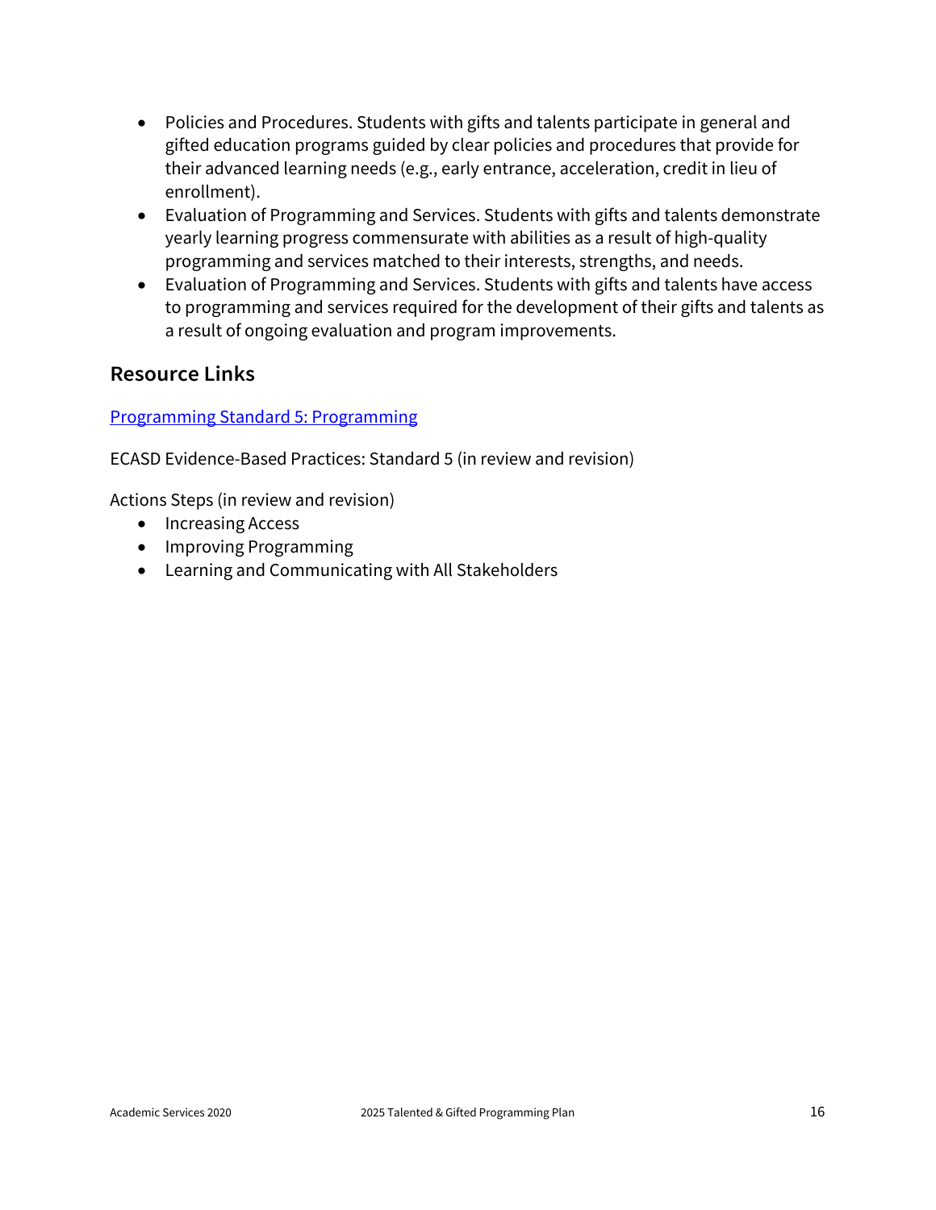- Policies and Procedures. Students with gifts and talents participate in general and gifted education programs guided by clear policies and procedures that provide for their advanced learning needs (e.g., early entrance, acceleration, credit in lieu of enrollment).
- Evaluation of Programming and Services. Students with gifts and talents demonstrate yearly learning progress commensurate with abilities as a result of high-quality programming and services matched to their interests, strengths, and needs.
- Evaluation of Programming and Services. Students with gifts and talents have access to programming and services required for the development of their gifts and talents as a result of ongoing evaluation and program improvements.

## Resource Links

Programming Standard 5: Programming

ECASD Evidence-Based Practices: Standard 5 (in review and revision)

Actions Steps (in review and revision)

- Increasing Access
- Improving Programming
- Learning and Communicating with All Stakeholders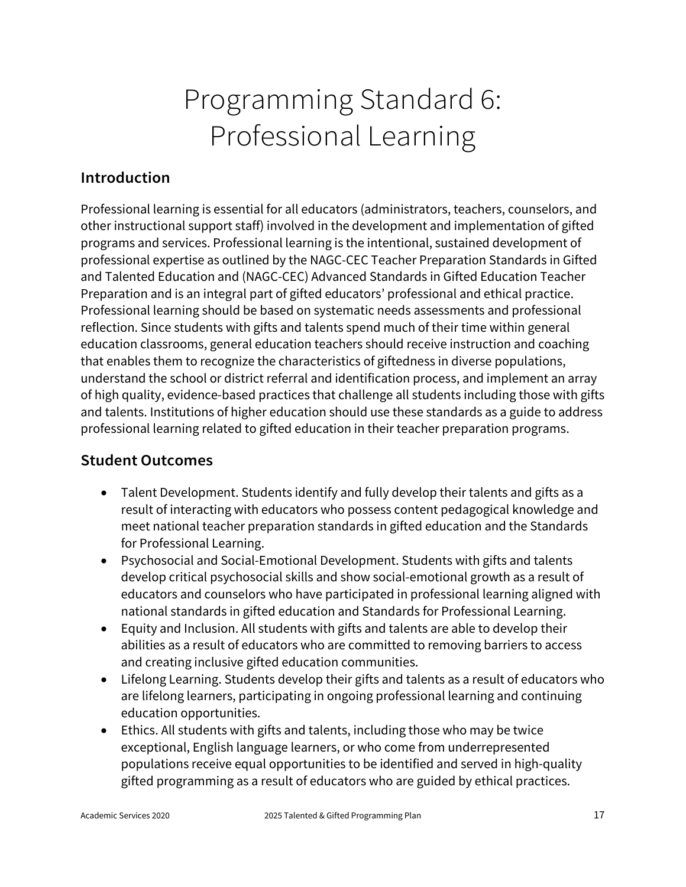# Programming Standard 6: Professional Learning

## Introduction

Professional learning is essential for all educators (administrators, teachers, counselors, and other instructional support staff) involved in the development and implementation of gifted programs and services. Professional learning is the intentional, sustained development of professional expertise as outlined by the NAGC-CEC Teacher Preparation Standards in Gifted and Talented Education and (NAGC-CEC) Advanced Standards in Gifted Education Teacher Preparation and is an integral part of gifted educators' professional and ethical practice. Professional learning should be based on systematic needs assessments and professional reflection. Since students with gifts and talents spend much of their time within general education classrooms, general education teachers should receive instruction and coaching that enables them to recognize the characteristics of giftedness in diverse populations, understand the school or district referral and identification process, and implement an array of high quality, evidence-based practices that challenge all students including those with gifts and talents. Institutions of higher education should use these standards as a guide to address professional learning related to gifted education in their teacher preparation programs.

## Student Outcomes

- Talent Development. Students identify and fully develop their talents and gifts as a result of interacting with educators who possess content pedagogical knowledge and meet national teacher preparation standards in gifted education and the Standards for Professional Learning.
- Psychosocial and Social-Emotional Development. Students with gifts and talents develop critical psychosocial skills and show social-emotional growth as a result of educators and counselors who have participated in professional learning aligned with national standards in gifted education and Standards for Professional Learning.
- Equity and Inclusion. All students with gifts and talents are able to develop their abilities as a result of educators who are committed to removing barriers to access and creating inclusive gifted education communities.
- Lifelong Learning. Students develop their gifts and talents as a result of educators who are lifelong learners, participating in ongoing professional learning and continuing education opportunities.
- Ethics. All students with gifts and talents, including those who may be twice exceptional, English language learners, or who come from underrepresented populations receive equal opportunities to be identified and served in high-quality gifted programming as a result of educators who are guided by ethical practices.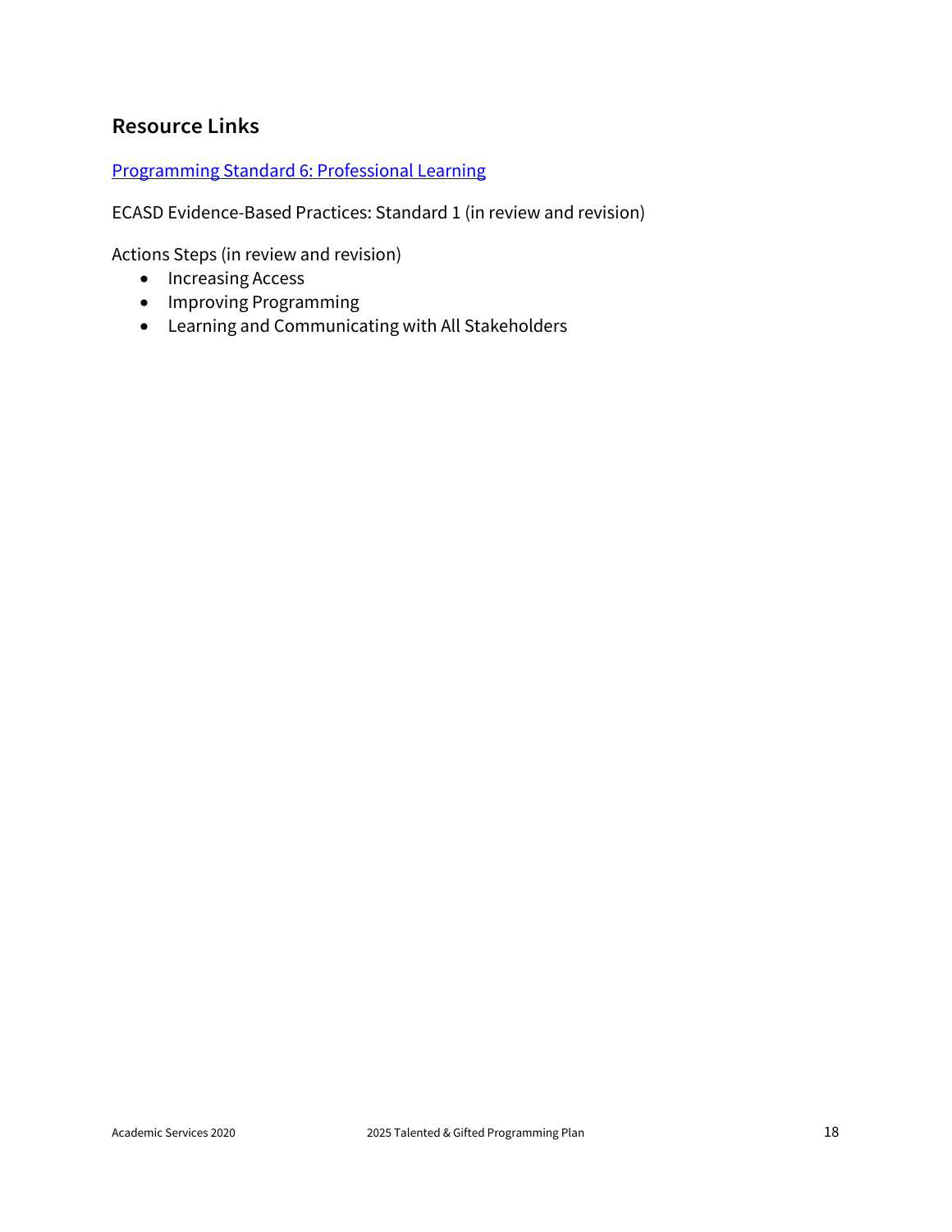## Resource Links

Programming Standard 6: Professional Learning

ECASD Evidence-Based Practices: Standard 1 (in review and revision)

Actions Steps (in review and revision)

- Increasing Access
- Improving Programming
- Learning and Communicating with All Stakeholders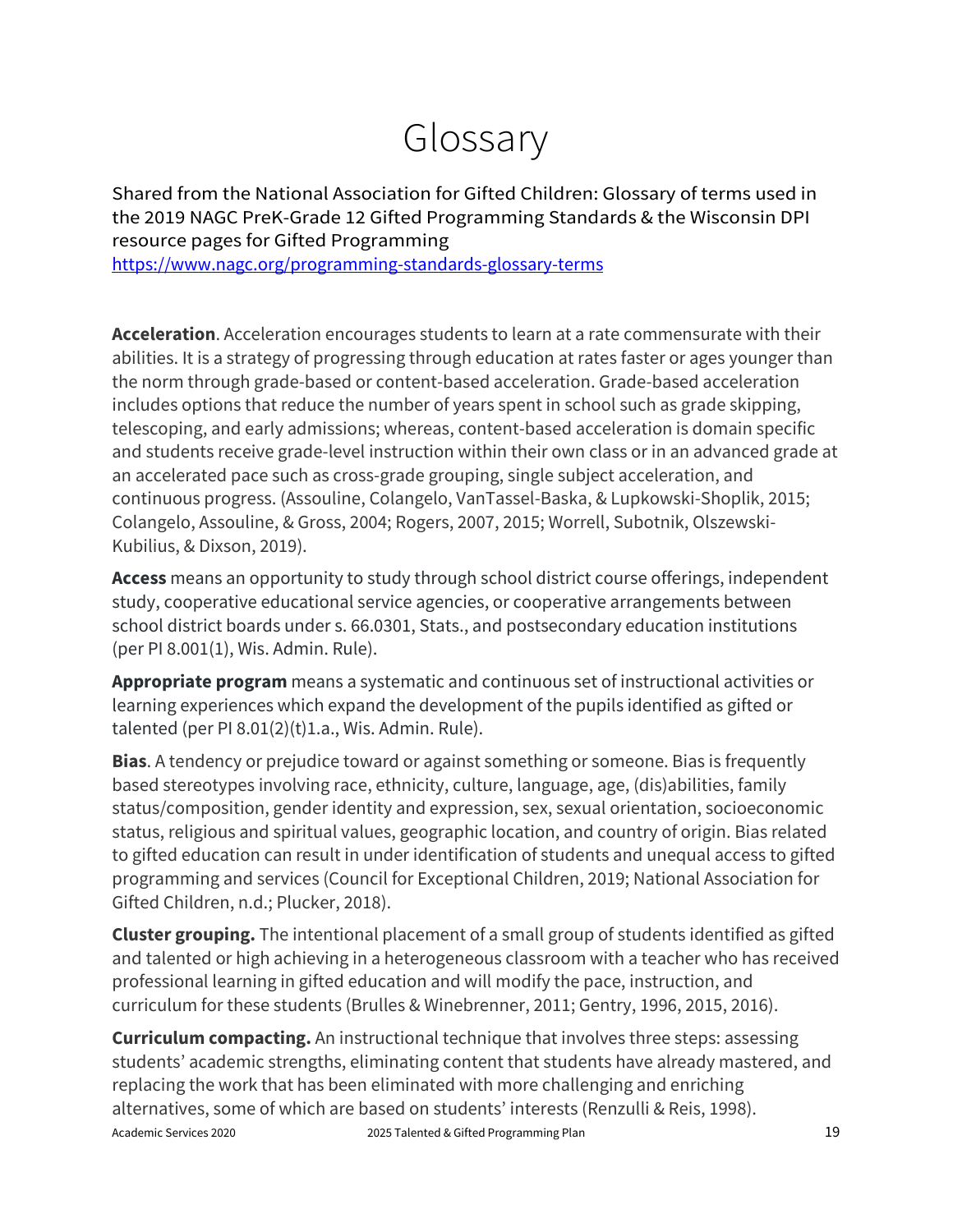# Glossary

Shared from the National Association for Gifted Children: Glossary of terms used in the 2019 NAGC PreK-Grade 12 Gifted Programming Standards & the Wisconsin DPI resource pages for Gifted Programming
https://www.nagc.org/programming-standards-glossary-terms

**Acceleration**. Acceleration encourages students to learn at a rate commensurate with their abilities. It is a strategy of progressing through education at rates faster or ages younger than the norm through grade-based or content-based acceleration. Grade-based acceleration includes options that reduce the number of years spent in school such as grade skipping, telescoping, and early admissions; whereas, content-based acceleration is domain specific and students receive grade-level instruction within their own class or in an advanced grade at an accelerated pace such as cross-grade grouping, single subject acceleration, and continuous progress. (Assouline, Colangelo, VanTassel-Baska, & Lupkowski-Shoplik, 2015; Colangelo, Assouline, & Gross, 2004; Rogers, 2007, 2015; Worrell, Subotnik, Olszewski-Kubilius, & Dixson, 2019).

**Access** means an opportunity to study through school district course offerings, independent study, cooperative educational service agencies, or cooperative arrangements between school district boards under s. 66.0301, Stats., and postsecondary education institutions (per PI 8.001(1), Wis. Admin. Rule).

**Appropriate program** means a systematic and continuous set of instructional activities or learning experiences which expand the development of the pupils identified as gifted or talented (per PI 8.01(2)(t)1.a., Wis. Admin. Rule).

**Bias**. A tendency or prejudice toward or against something or someone. Bias is frequently based stereotypes involving race, ethnicity, culture, language, age, (dis)abilities, family status/composition, gender identity and expression, sex, sexual orientation, socioeconomic status, religious and spiritual values, geographic location, and country of origin. Bias related to gifted education can result in under identification of students and unequal access to gifted programming and services (Council for Exceptional Children, 2019; National Association for Gifted Children, n.d.; Plucker, 2018).

**Cluster grouping.** The intentional placement of a small group of students identified as gifted and talented or high achieving in a heterogeneous classroom with a teacher who has received professional learning in gifted education and will modify the pace, instruction, and curriculum for these students (Brulles & Winebrenner, 2011; Gentry, 1996, 2015, 2016).

**Curriculum compacting.** An instructional technique that involves three steps: assessing students' academic strengths, eliminating content that students have already mastered, and replacing the work that has been eliminated with more challenging and enriching alternatives, some of which are based on students' interests (Renzulli & Reis, 1998).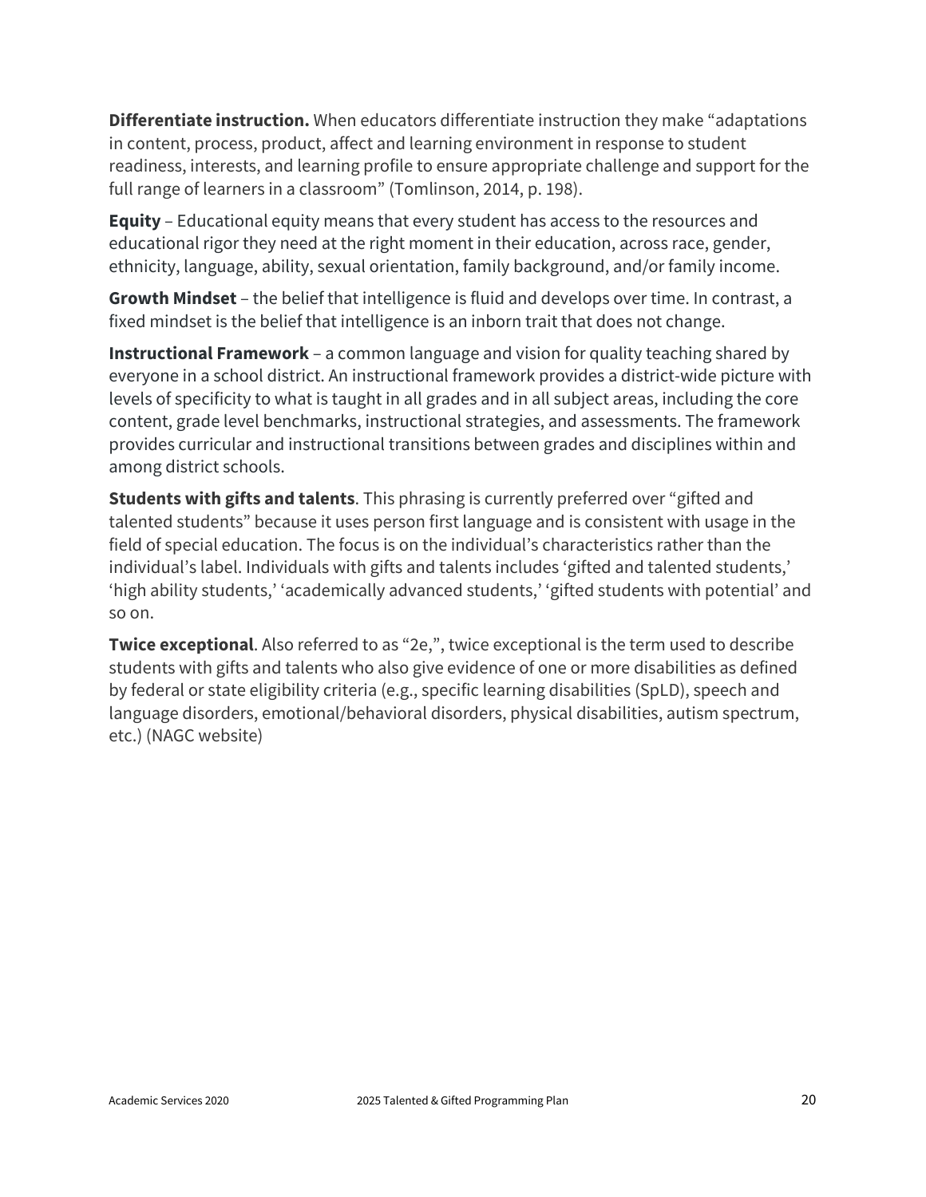**Differentiate instruction.** When educators differentiate instruction they make "adaptations in content, process, product, affect and learning environment in response to student readiness, interests, and learning profile to ensure appropriate challenge and support for the full range of learners in a classroom" (Tomlinson, 2014, p. 198).

**Equity** – Educational equity means that every student has access to the resources and educational rigor they need at the right moment in their education, across race, gender, ethnicity, language, ability, sexual orientation, family background, and/or family income.

**Growth Mindset** – the belief that intelligence is fluid and develops over time. In contrast, a fixed mindset is the belief that intelligence is an inborn trait that does not change.

**Instructional Framework** – a common language and vision for quality teaching shared by everyone in a school district. An instructional framework provides a district-wide picture with levels of specificity to what is taught in all grades and in all subject areas, including the core content, grade level benchmarks, instructional strategies, and assessments. The framework provides curricular and instructional transitions between grades and disciplines within and among district schools.

**Students with gifts and talents**. This phrasing is currently preferred over "gifted and talented students" because it uses person first language and is consistent with usage in the field of special education. The focus is on the individual's characteristics rather than the individual's label. Individuals with gifts and talents includes 'gifted and talented students,' 'high ability students,' 'academically advanced students,' 'gifted students with potential' and so on.

**Twice exceptional**. Also referred to as "2e,", twice exceptional is the term used to describe students with gifts and talents who also give evidence of one or more disabilities as defined by federal or state eligibility criteria (e.g., specific learning disabilities (SpLD), speech and language disorders, emotional/behavioral disorders, physical disabilities, autism spectrum, etc.) (NAGC website)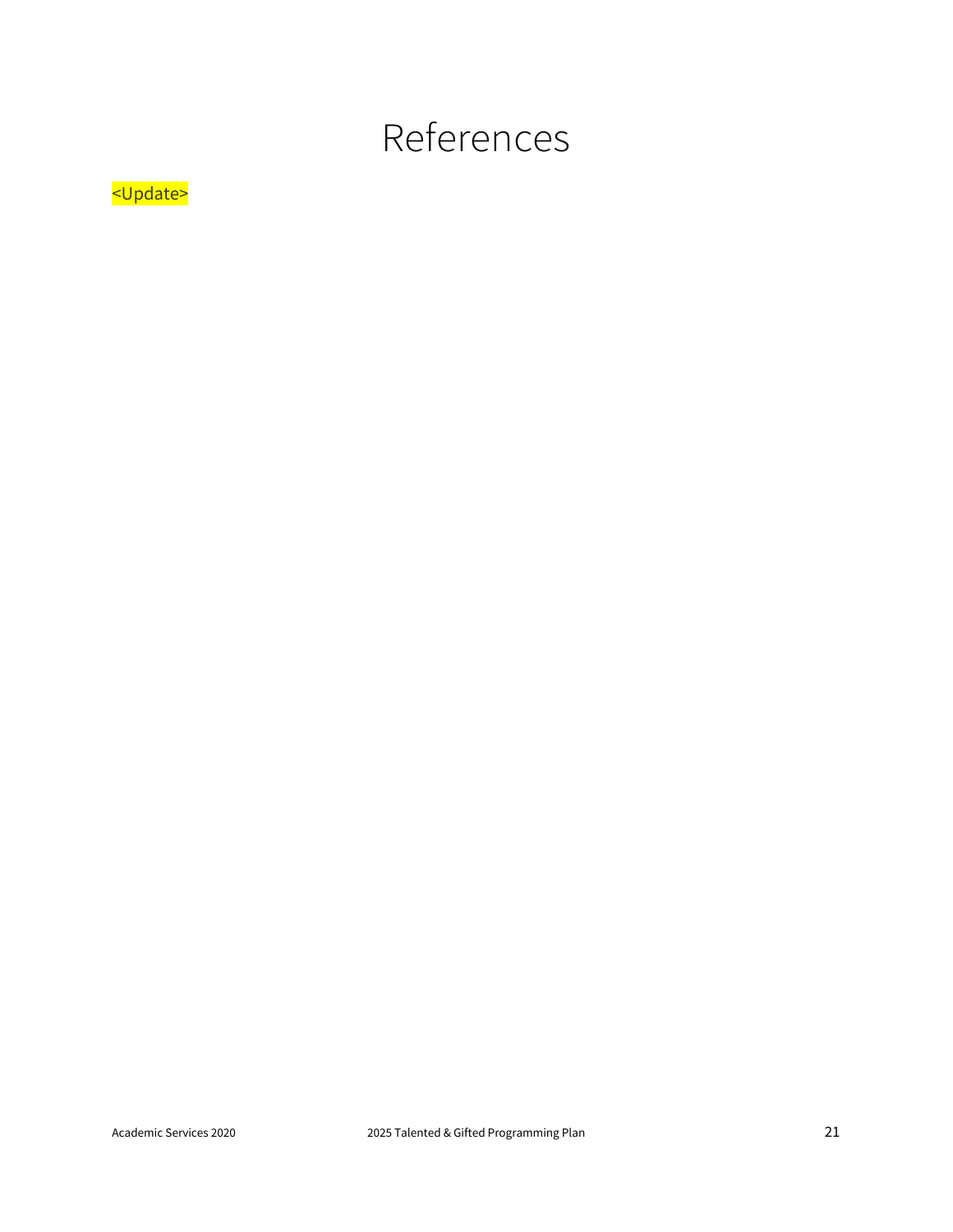# References

<Update>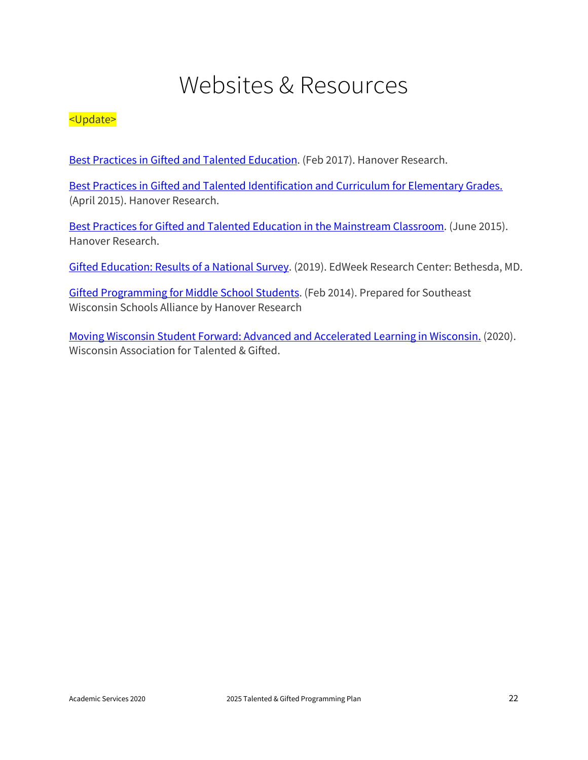# Websites & Resources

<Update>

Best Practices in Gifted and Talented Education. (Feb 2017). Hanover Research.

Best Practices in Gifted and Talented Identification and Curriculum for Elementary Grades. (April 2015). Hanover Research.

Best Practices for Gifted and Talented Education in the Mainstream Classroom. (June 2015). Hanover Research.

Gifted Education: Results of a National Survey. (2019). EdWeek Research Center: Bethesda, MD.

Gifted Programming for Middle School Students. (Feb 2014). Prepared for Southeast Wisconsin Schools Alliance by Hanover Research

Moving Wisconsin Student Forward: Advanced and Accelerated Learning in Wisconsin. (2020). Wisconsin Association for Talented & Gifted.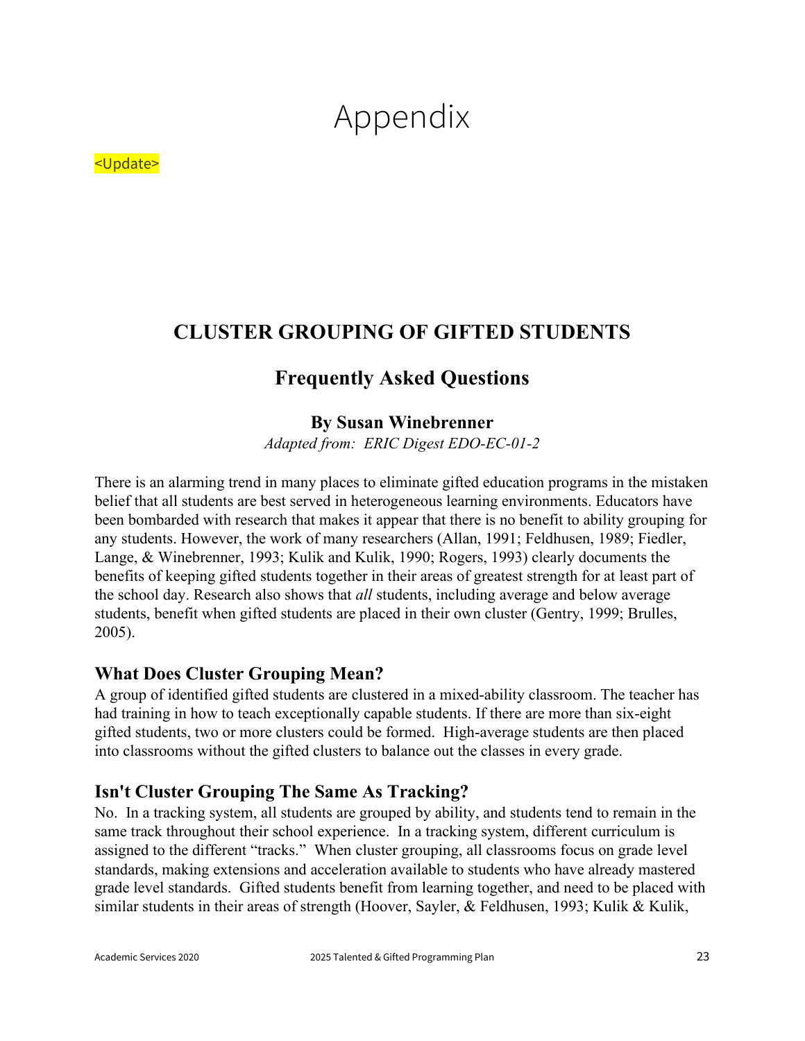# Appendix

<Update>

## CLUSTER GROUPING OF GIFTED STUDENTS

### Frequently Asked Questions

**By Susan Winebrenner**

*Adapted from: ERIC Digest EDO-EC-01-2*

There is an alarming trend in many places to eliminate gifted education programs in the mistaken belief that all students are best served in heterogeneous learning environments. Educators have been bombarded with research that makes it appear that there is no benefit to ability grouping for any students. However, the work of many researchers (Allan, 1991; Feldhusen, 1989; Fiedler, Lange, & Winebrenner, 1993; Kulik and Kulik, 1990; Rogers, 1993) clearly documents the benefits of keeping gifted students together in their areas of greatest strength for at least part of the school day. Research also shows that *all* students, including average and below average students, benefit when gifted students are placed in their own cluster (Gentry, 1999; Brulles, 2005).

### What Does Cluster Grouping Mean?

A group of identified gifted students are clustered in a mixed-ability classroom. The teacher has had training in how to teach exceptionally capable students. If there are more than six-eight gifted students, two or more clusters could be formed. High-average students are then placed into classrooms without the gifted clusters to balance out the classes in every grade.

### Isn't Cluster Grouping The Same As Tracking?

No. In a tracking system, all students are grouped by ability, and students tend to remain in the same track throughout their school experience. In a tracking system, different curriculum is assigned to the different "tracks." When cluster grouping, all classrooms focus on grade level standards, making extensions and acceleration available to students who have already mastered grade level standards. Gifted students benefit from learning together, and need to be placed with similar students in their areas of strength (Hoover, Sayler, & Feldhusen, 1993; Kulik & Kulik,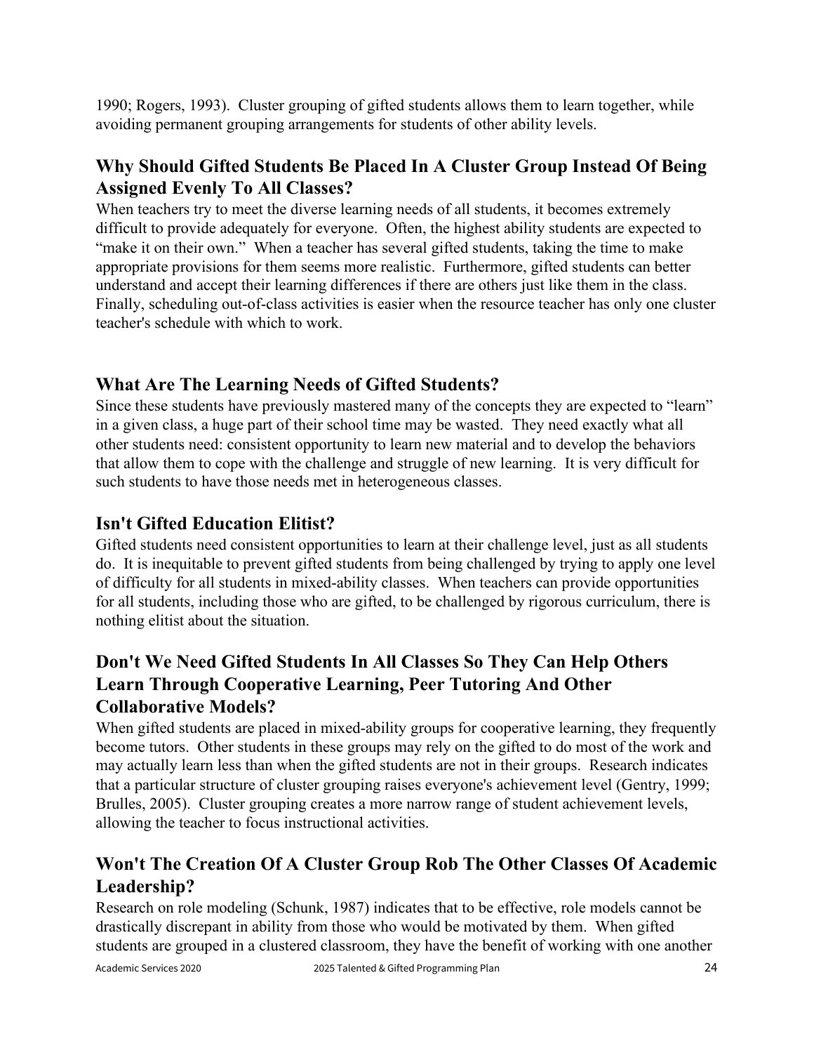1990; Rogers, 1993). Cluster grouping of gifted students allows them to learn together, while avoiding permanent grouping arrangements for students of other ability levels.

## Why Should Gifted Students Be Placed In A Cluster Group Instead Of Being Assigned Evenly To All Classes?

When teachers try to meet the diverse learning needs of all students, it becomes extremely difficult to provide adequately for everyone. Often, the highest ability students are expected to "make it on their own." When a teacher has several gifted students, taking the time to make appropriate provisions for them seems more realistic. Furthermore, gifted students can better understand and accept their learning differences if there are others just like them in the class. Finally, scheduling out-of-class activities is easier when the resource teacher has only one cluster teacher's schedule with which to work.

## What Are The Learning Needs of Gifted Students?

Since these students have previously mastered many of the concepts they are expected to "learn" in a given class, a huge part of their school time may be wasted. They need exactly what all other students need: consistent opportunity to learn new material and to develop the behaviors that allow them to cope with the challenge and struggle of new learning. It is very difficult for such students to have those needs met in heterogeneous classes.

## Isn't Gifted Education Elitist?

Gifted students need consistent opportunities to learn at their challenge level, just as all students do. It is inequitable to prevent gifted students from being challenged by trying to apply one level of difficulty for all students in mixed-ability classes. When teachers can provide opportunities for all students, including those who are gifted, to be challenged by rigorous curriculum, there is nothing elitist about the situation.

## Don't We Need Gifted Students In All Classes So They Can Help Others Learn Through Cooperative Learning, Peer Tutoring And Other Collaborative Models?

When gifted students are placed in mixed-ability groups for cooperative learning, they frequently become tutors. Other students in these groups may rely on the gifted to do most of the work and may actually learn less than when the gifted students are not in their groups. Research indicates that a particular structure of cluster grouping raises everyone's achievement level (Gentry, 1999; Brulles, 2005). Cluster grouping creates a more narrow range of student achievement levels, allowing the teacher to focus instructional activities.

## Won't The Creation Of A Cluster Group Rob The Other Classes Of Academic Leadership?

Research on role modeling (Schunk, 1987) indicates that to be effective, role models cannot be drastically discrepant in ability from those who would be motivated by them. When gifted students are grouped in a clustered classroom, they have the benefit of working with one another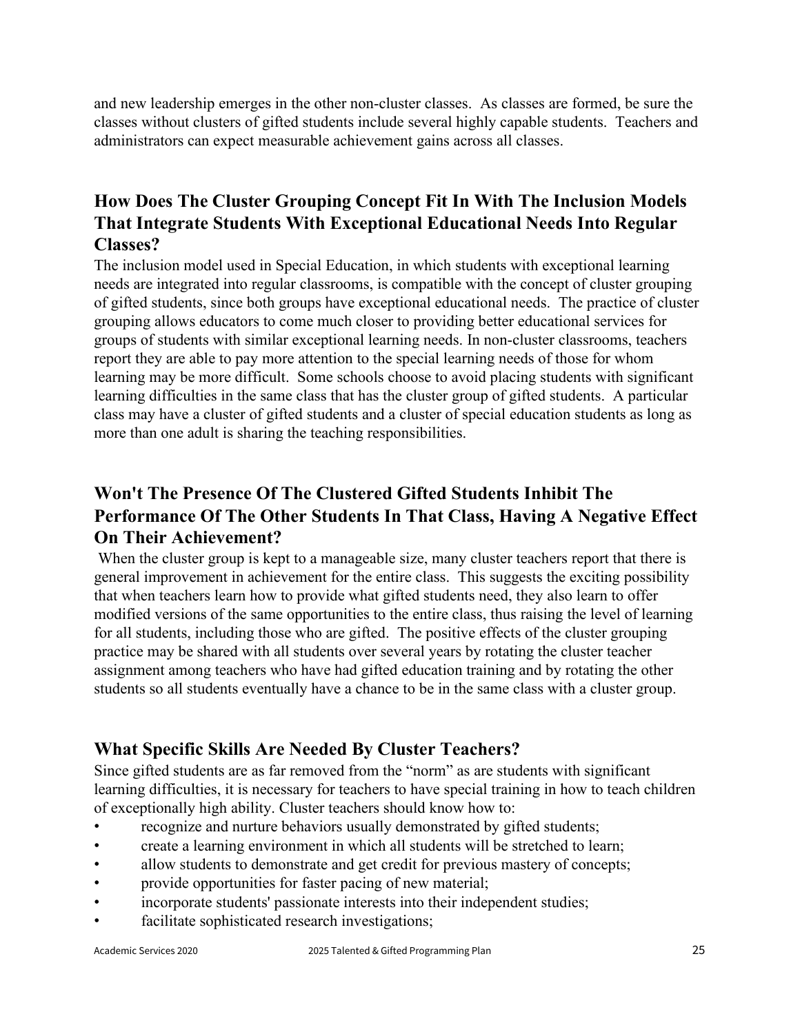and new leadership emerges in the other non-cluster classes. As classes are formed, be sure the classes without clusters of gifted students include several highly capable students. Teachers and administrators can expect measurable achievement gains across all classes.

## How Does The Cluster Grouping Concept Fit In With The Inclusion Models That Integrate Students With Exceptional Educational Needs Into Regular Classes?

The inclusion model used in Special Education, in which students with exceptional learning needs are integrated into regular classrooms, is compatible with the concept of cluster grouping of gifted students, since both groups have exceptional educational needs. The practice of cluster grouping allows educators to come much closer to providing better educational services for groups of students with similar exceptional learning needs. In non-cluster classrooms, teachers report they are able to pay more attention to the special learning needs of those for whom learning may be more difficult. Some schools choose to avoid placing students with significant learning difficulties in the same class that has the cluster group of gifted students. A particular class may have a cluster of gifted students and a cluster of special education students as long as more than one adult is sharing the teaching responsibilities.

## Won't The Presence Of The Clustered Gifted Students Inhibit The Performance Of The Other Students In That Class, Having A Negative Effect On Their Achievement?

When the cluster group is kept to a manageable size, many cluster teachers report that there is general improvement in achievement for the entire class. This suggests the exciting possibility that when teachers learn how to provide what gifted students need, they also learn to offer modified versions of the same opportunities to the entire class, thus raising the level of learning for all students, including those who are gifted. The positive effects of the cluster grouping practice may be shared with all students over several years by rotating the cluster teacher assignment among teachers who have had gifted education training and by rotating the other students so all students eventually have a chance to be in the same class with a cluster group.

## What Specific Skills Are Needed By Cluster Teachers?

Since gifted students are as far removed from the "norm" as are students with significant learning difficulties, it is necessary for teachers to have special training in how to teach children of exceptionally high ability. Cluster teachers should know how to:

- recognize and nurture behaviors usually demonstrated by gifted students;
- create a learning environment in which all students will be stretched to learn;
- allow students to demonstrate and get credit for previous mastery of concepts;
- provide opportunities for faster pacing of new material;
- incorporate students' passionate interests into their independent studies;
- facilitate sophisticated research investigations;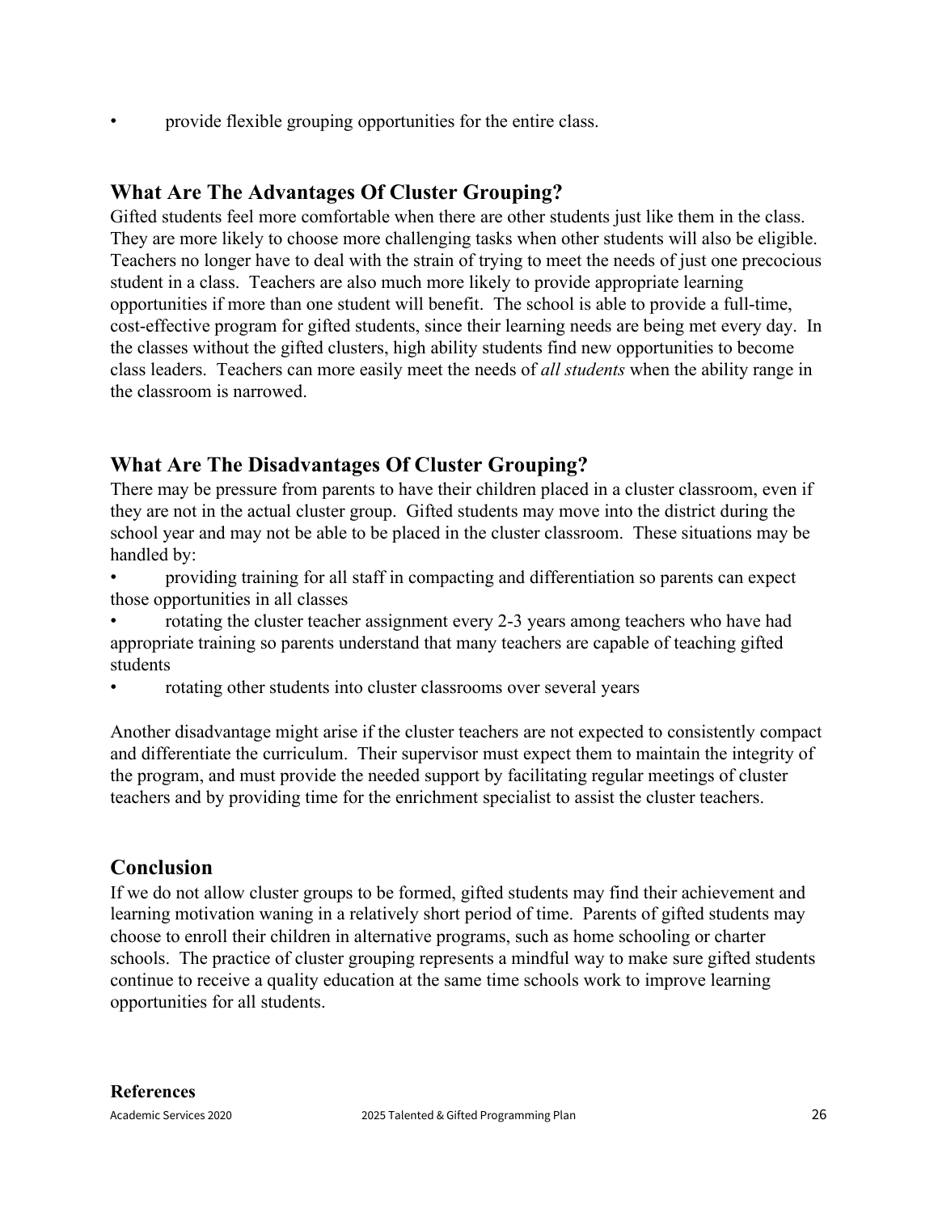- provide flexible grouping opportunities for the entire class.

## What Are The Advantages Of Cluster Grouping?

Gifted students feel more comfortable when there are other students just like them in the class. They are more likely to choose more challenging tasks when other students will also be eligible. Teachers no longer have to deal with the strain of trying to meet the needs of just one precocious student in a class. Teachers are also much more likely to provide appropriate learning opportunities if more than one student will benefit. The school is able to provide a full-time, cost-effective program for gifted students, since their learning needs are being met every day. In the classes without the gifted clusters, high ability students find new opportunities to become class leaders. Teachers can more easily meet the needs of *all students* when the ability range in the classroom is narrowed.

## What Are The Disadvantages Of Cluster Grouping?

There may be pressure from parents to have their children placed in a cluster classroom, even if they are not in the actual cluster group. Gifted students may move into the district during the school year and may not be able to be placed in the cluster classroom. These situations may be handled by:

- providing training for all staff in compacting and differentiation so parents can expect those opportunities in all classes
- rotating the cluster teacher assignment every 2-3 years among teachers who have had appropriate training so parents understand that many teachers are capable of teaching gifted students
- rotating other students into cluster classrooms over several years

Another disadvantage might arise if the cluster teachers are not expected to consistently compact and differentiate the curriculum. Their supervisor must expect them to maintain the integrity of the program, and must provide the needed support by facilitating regular meetings of cluster teachers and by providing time for the enrichment specialist to assist the cluster teachers.

## Conclusion

If we do not allow cluster groups to be formed, gifted students may find their achievement and learning motivation waning in a relatively short period of time. Parents of gifted students may choose to enroll their children in alternative programs, such as home schooling or charter schools. The practice of cluster grouping represents a mindful way to make sure gifted students continue to receive a quality education at the same time schools work to improve learning opportunities for all students.

**References**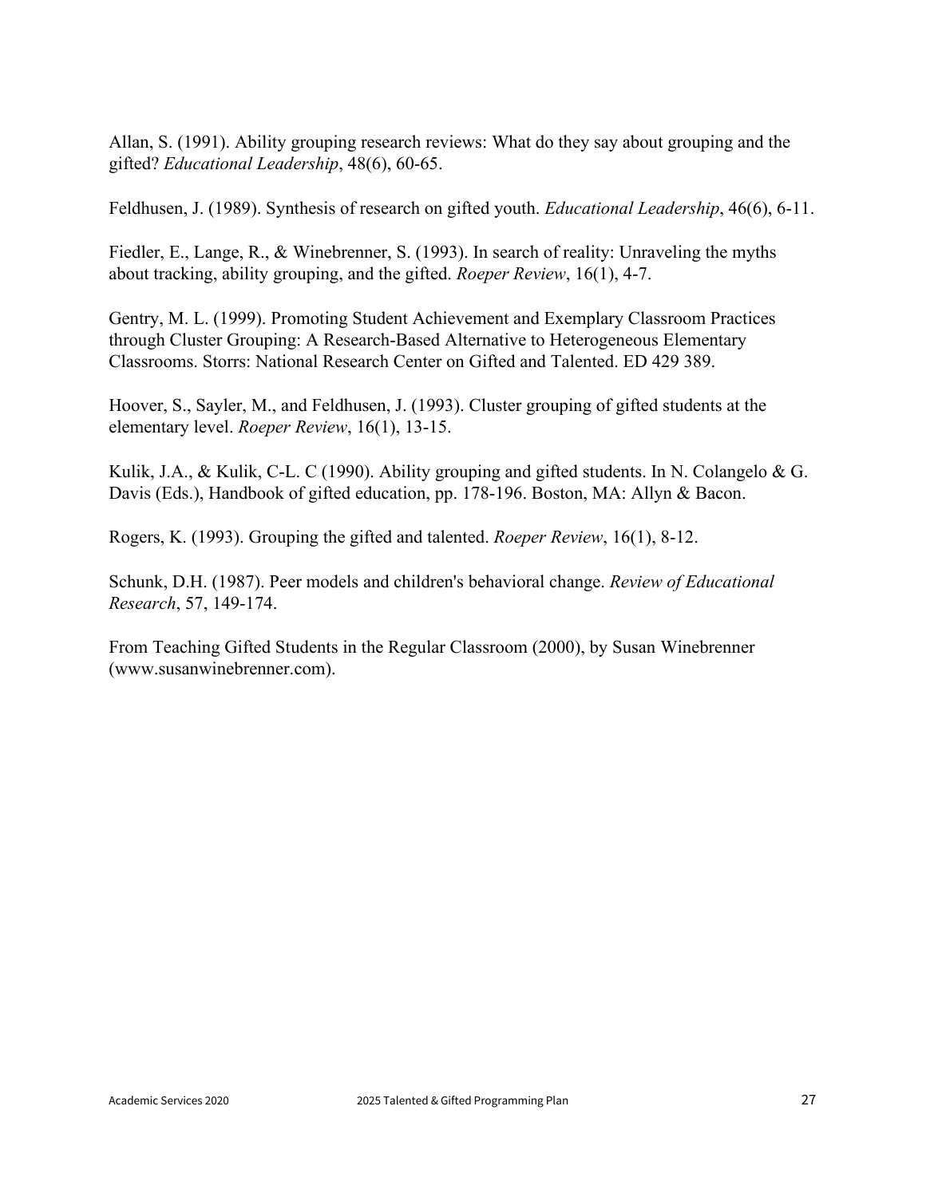Allan, S. (1991). Ability grouping research reviews: What do they say about grouping and the gifted? *Educational Leadership*, 48(6), 60-65.

Feldhusen, J. (1989). Synthesis of research on gifted youth. *Educational Leadership*, 46(6), 6-11.

Fiedler, E., Lange, R., & Winebrenner, S. (1993). In search of reality: Unraveling the myths about tracking, ability grouping, and the gifted. *Roeper Review*, 16(1), 4-7.

Gentry, M. L. (1999). Promoting Student Achievement and Exemplary Classroom Practices through Cluster Grouping: A Research-Based Alternative to Heterogeneous Elementary Classrooms. Storrs: National Research Center on Gifted and Talented. ED 429 389.

Hoover, S., Sayler, M., and Feldhusen, J. (1993). Cluster grouping of gifted students at the elementary level. *Roeper Review*, 16(1), 13-15.

Kulik, J.A., & Kulik, C-L. C (1990). Ability grouping and gifted students. In N. Colangelo & G. Davis (Eds.), Handbook of gifted education, pp. 178-196. Boston, MA: Allyn & Bacon.

Rogers, K. (1993). Grouping the gifted and talented. *Roeper Review*, 16(1), 8-12.

Schunk, D.H. (1987). Peer models and children's behavioral change. *Review of Educational Research*, 57, 149-174.

From Teaching Gifted Students in the Regular Classroom (2000), by Susan Winebrenner (www.susanwinebrenner.com).